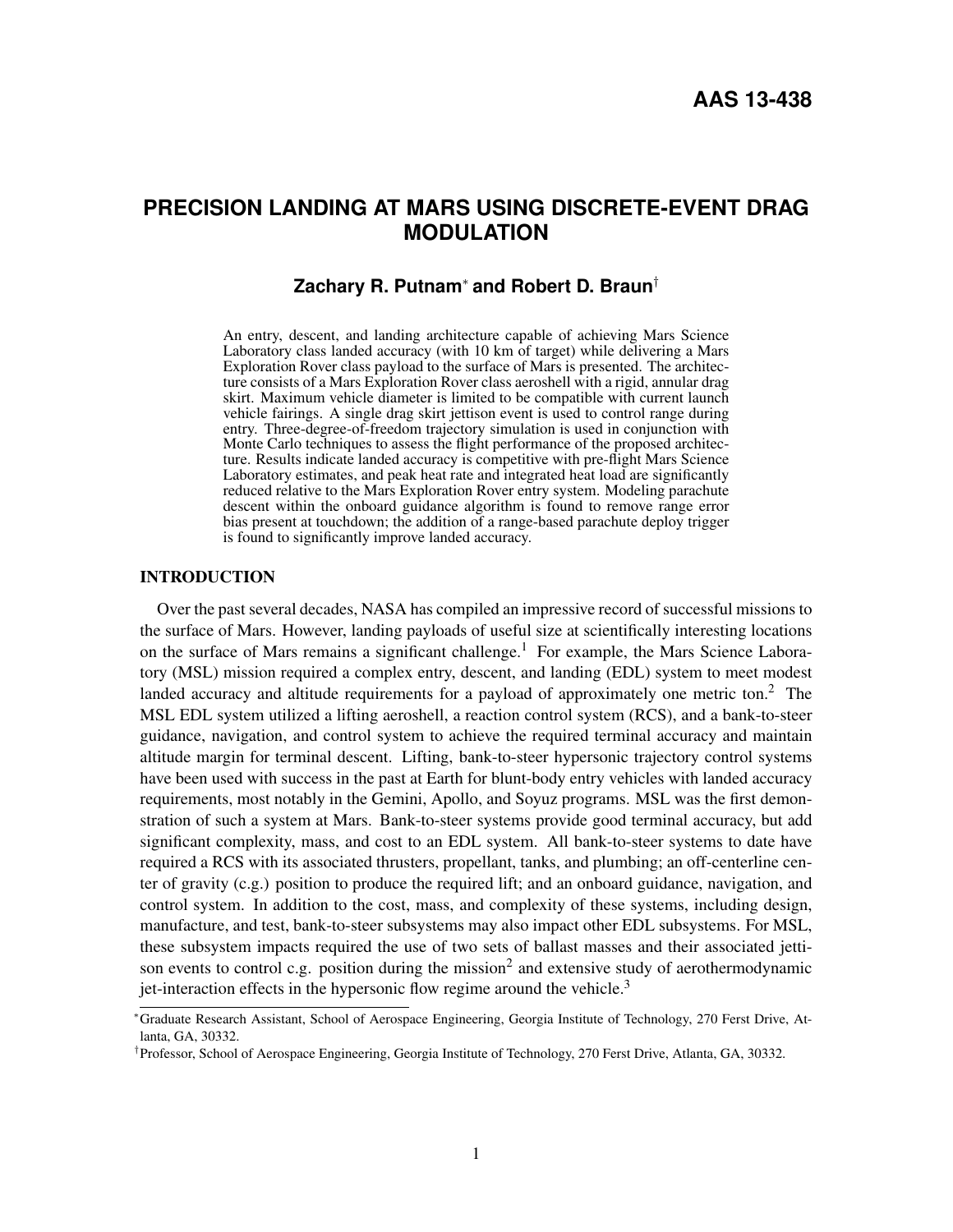AAS 13-438

# PRECISION LANDING AT MARS USING DISCRETE-EVENT DRAG MODULATION

**Zachary R. Putnam[*] and Robert D. Braun[†]**

An entry, descent, and landing architecture capable of achieving Mars Science Laboratory class landed accuracy (with 10 km of target) while delivering a Mars Exploration Rover class payload to the surface of Mars is presented. The architecture consists of a Mars Exploration Rover class aeroshell with a rigid, annular drag skirt. Maximum vehicle diameter is limited to be compatible with current launch vehicle fairings. A single drag skirt jettison event is used to control range during entry. Three-degree-of-freedom trajectory simulation is used in conjunction with Monte Carlo techniques to assess the flight performance of the proposed architecture. Results indicate landed accuracy is competitive with pre-flight Mars Science Laboratory estimates, and peak heat rate and integrated heat load are significantly reduced relative to the Mars Exploration Rover entry system. Modeling parachute descent within the onboard guidance algorithm is found to remove range error bias present at touchdown; the addition of a range-based parachute deploy trigger is found to significantly improve landed accuracy.

## INTRODUCTION

Over the past several decades, NASA has compiled an impressive record of successful missions to the surface of Mars. However, landing payloads of useful size at scientifically interesting locations on the surface of Mars remains a significant challenge.[1] For example, the Mars Science Laboratory (MSL) mission required a complex entry, descent, and landing (EDL) system to meet modest landed accuracy and altitude requirements for a payload of approximately one metric ton.[2] The MSL EDL system utilized a lifting aeroshell, a reaction control system (RCS), and a bank-to-steer guidance, navigation, and control system to achieve the required terminal accuracy and maintain altitude margin for terminal descent. Lifting, bank-to-steer hypersonic trajectory control systems have been used with success in the past at Earth for blunt-body entry vehicles with landed accuracy requirements, most notably in the Gemini, Apollo, and Soyuz programs. MSL was the first demonstration of such a system at Mars. Bank-to-steer systems provide good terminal accuracy, but add significant complexity, mass, and cost to an EDL system. All bank-to-steer systems to date have required a RCS with its associated thrusters, propellant, tanks, and plumbing; an off-centerline center of gravity (c.g.) position to produce the required lift; and an onboard guidance, navigation, and control system. In addition to the cost, mass, and complexity of these systems, including design, manufacture, and test, bank-to-steer subsystems may also impact other EDL subsystems. For MSL, these subsystem impacts required the use of two sets of ballast masses and their associated jettison events to control c.g. position during the mission[2] and extensive study of aerothermodynamic jet-interaction effects in the hypersonic flow regime around the vehicle.[3]

[*] Graduate Research Assistant, School of Aerospace Engineering, Georgia Institute of Technology, 270 Ferst Drive, Atlanta, GA, 30332.

[†] Professor, School of Aerospace Engineering, Georgia Institute of Technology, 270 Ferst Drive, Atlanta, GA, 30332.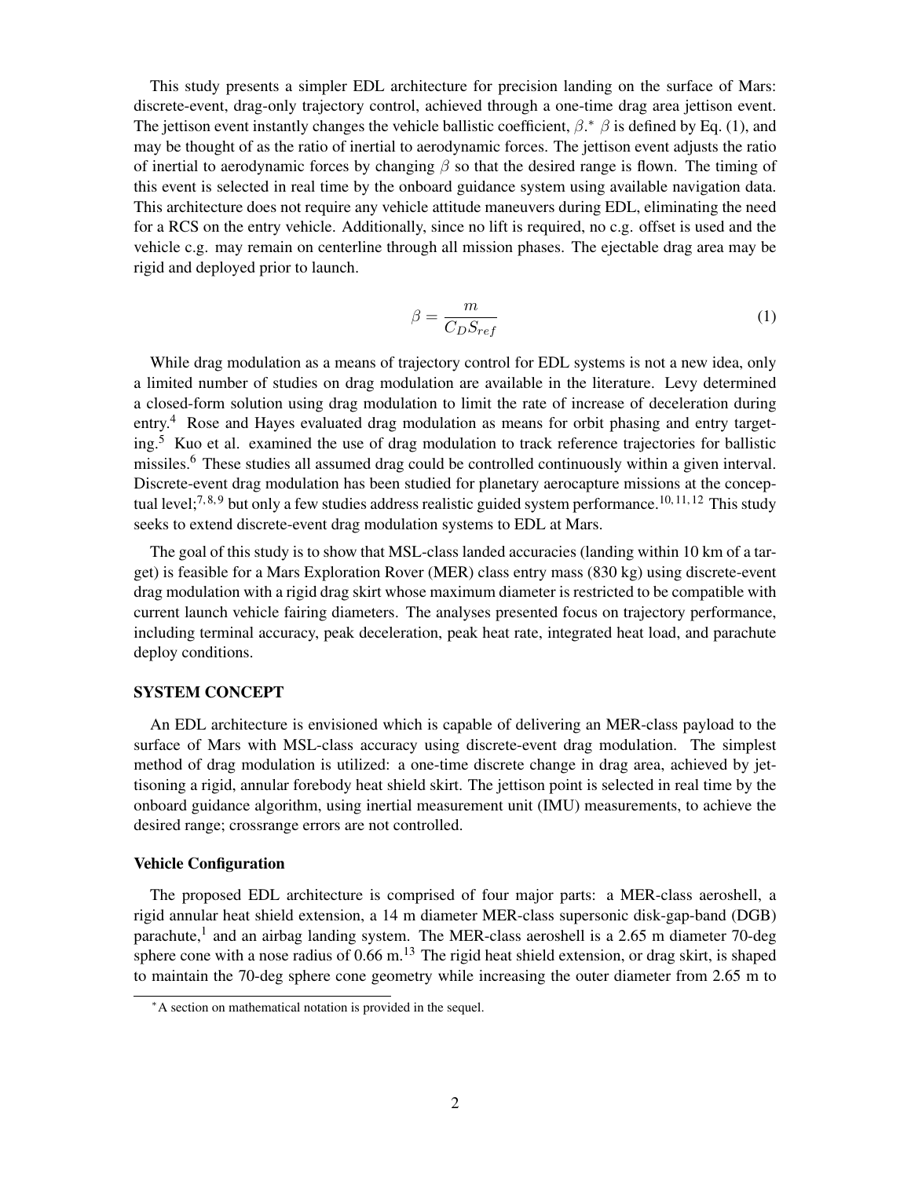This study presents a simpler EDL architecture for precision landing on the surface of Mars: discrete-event, drag-only trajectory control, achieved through a one-time drag area jettison event. The jettison event instantly changes the vehicle ballistic coefficient, $\beta$.* $\beta$ is defined by Eq. (1), and may be thought of as the ratio of inertial to aerodynamic forces. The jettison event adjusts the ratio of inertial to aerodynamic forces by changing $\beta$ so that the desired range is flown. The timing of this event is selected in real time by the onboard guidance system using available navigation data. This architecture does not require any vehicle attitude maneuvers during EDL, eliminating the need for a RCS on the entry vehicle. Additionally, since no lift is required, no c.g. offset is used and the vehicle c.g. may remain on centerline through all mission phases. The ejectable drag area may be rigid and deployed prior to launch.

$$\beta = \frac{m}{C_D S_{ref}} \tag{1}$$

While drag modulation as a means of trajectory control for EDL systems is not a new idea, only a limited number of studies on drag modulation are available in the literature. Levy determined a closed-form solution using drag modulation to limit the rate of increase of deceleration during entry.[4] Rose and Hayes evaluated drag modulation as means for orbit phasing and entry targeting.[5] Kuo et al. examined the use of drag modulation to track reference trajectories for ballistic missiles.[6] These studies all assumed drag could be controlled continuously within a given interval. Discrete-event drag modulation has been studied for planetary aerocapture missions at the conceptual level;[7,8,9] but only a few studies address realistic guided system performance.[10,11,12] This study seeks to extend discrete-event drag modulation systems to EDL at Mars.

The goal of this study is to show that MSL-class landed accuracies (landing within 10 km of a target) is feasible for a Mars Exploration Rover (MER) class entry mass (830 kg) using discrete-event drag modulation with a rigid drag skirt whose maximum diameter is restricted to be compatible with current launch vehicle fairing diameters. The analyses presented focus on trajectory performance, including terminal accuracy, peak deceleration, peak heat rate, integrated heat load, and parachute deploy conditions.

## SYSTEM CONCEPT

An EDL architecture is envisioned which is capable of delivering an MER-class payload to the surface of Mars with MSL-class accuracy using discrete-event drag modulation. The simplest method of drag modulation is utilized: a one-time discrete change in drag area, achieved by jettisoning a rigid, annular forebody heat shield skirt. The jettison point is selected in real time by the onboard guidance algorithm, using inertial measurement unit (IMU) measurements, to achieve the desired range; crossrange errors are not controlled.

### Vehicle Configuration

The proposed EDL architecture is comprised of four major parts: a MER-class aeroshell, a rigid annular heat shield extension, a 14 m diameter MER-class supersonic disk-gap-band (DGB) parachute,[1] and an airbag landing system. The MER-class aeroshell is a 2.65 m diameter 70-deg sphere cone with a nose radius of 0.66 m.[13] The rigid heat shield extension, or drag skirt, is shaped to maintain the 70-deg sphere cone geometry while increasing the outer diameter from 2.65 m to

*A section on mathematical notation is provided in the sequel.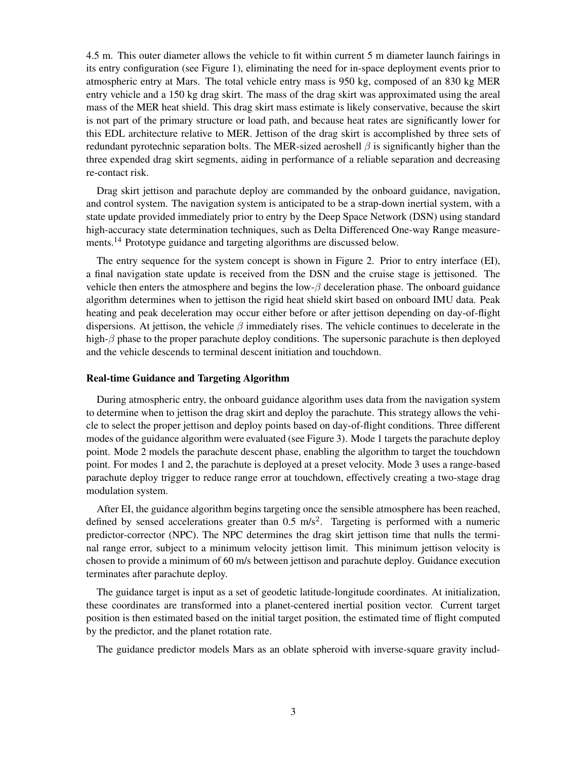4.5 m. This outer diameter allows the vehicle to fit within current 5 m diameter launch fairings in its entry configuration (see Figure 1), eliminating the need for in-space deployment events prior to atmospheric entry at Mars. The total vehicle entry mass is 950 kg, composed of an 830 kg MER entry vehicle and a 150 kg drag skirt. The mass of the drag skirt was approximated using the areal mass of the MER heat shield. This drag skirt mass estimate is likely conservative, because the skirt is not part of the primary structure or load path, and because heat rates are significantly lower for this EDL architecture relative to MER. Jettison of the drag skirt is accomplished by three sets of redundant pyrotechnic separation bolts. The MER-sized aeroshell $\beta$ is significantly higher than the three expended drag skirt segments, aiding in performance of a reliable separation and decreasing re-contact risk.

Drag skirt jettison and parachute deploy are commanded by the onboard guidance, navigation, and control system. The navigation system is anticipated to be a strap-down inertial system, with a state update provided immediately prior to entry by the Deep Space Network (DSN) using standard high-accuracy state determination techniques, such as Delta Differenced One-way Range measurements.[14] Prototype guidance and targeting algorithms are discussed below.

The entry sequence for the system concept is shown in Figure 2. Prior to entry interface (EI), a final navigation state update is received from the DSN and the cruise stage is jettisoned. The vehicle then enters the atmosphere and begins the low-$\beta$ deceleration phase. The onboard guidance algorithm determines when to jettison the rigid heat shield skirt based on onboard IMU data. Peak heating and peak deceleration may occur either before or after jettison depending on day-of-flight dispersions. At jettison, the vehicle $\beta$ immediately rises. The vehicle continues to decelerate in the high-$\beta$ phase to the proper parachute deploy conditions. The supersonic parachute is then deployed and the vehicle descends to terminal descent initiation and touchdown.

#### Real-time Guidance and Targeting Algorithm

During atmospheric entry, the onboard guidance algorithm uses data from the navigation system to determine when to jettison the drag skirt and deploy the parachute. This strategy allows the vehicle to select the proper jettison and deploy points based on day-of-flight conditions. Three different modes of the guidance algorithm were evaluated (see Figure 3). Mode 1 targets the parachute deploy point. Mode 2 models the parachute descent phase, enabling the algorithm to target the touchdown point. For modes 1 and 2, the parachute is deployed at a preset velocity. Mode 3 uses a range-based parachute deploy trigger to reduce range error at touchdown, effectively creating a two-stage drag modulation system.

After EI, the guidance algorithm begins targeting once the sensible atmosphere has been reached, defined by sensed accelerations greater than 0.5 m/s$^2$. Targeting is performed with a numeric predictor-corrector (NPC). The NPC determines the drag skirt jettison time that nulls the terminal range error, subject to a minimum velocity jettison limit. This minimum jettison velocity is chosen to provide a minimum of 60 m/s between jettison and parachute deploy. Guidance execution terminates after parachute deploy.

The guidance target is input as a set of geodetic latitude-longitude coordinates. At initialization, these coordinates are transformed into a planet-centered inertial position vector. Current target position is then estimated based on the initial target position, the estimated time of flight computed by the predictor, and the planet rotation rate.

The guidance predictor models Mars as an oblate spheroid with inverse-square gravity includ-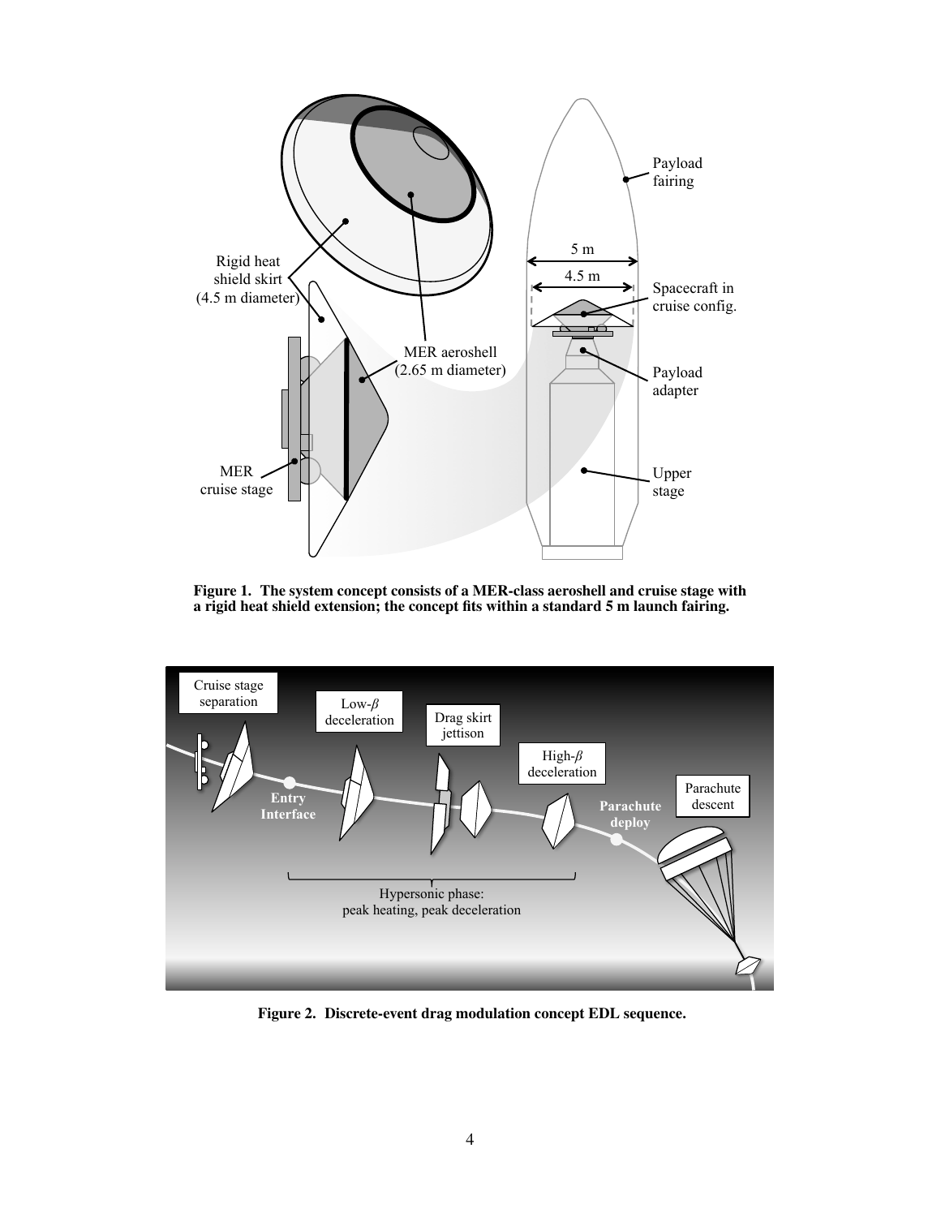**Figure 1. The system concept consists of a MER-class aeroshell and cruise stage with a rigid heat shield extension; the concept fits within a standard 5 m launch fairing.**

**Figure 2. Discrete-event drag modulation concept EDL sequence.**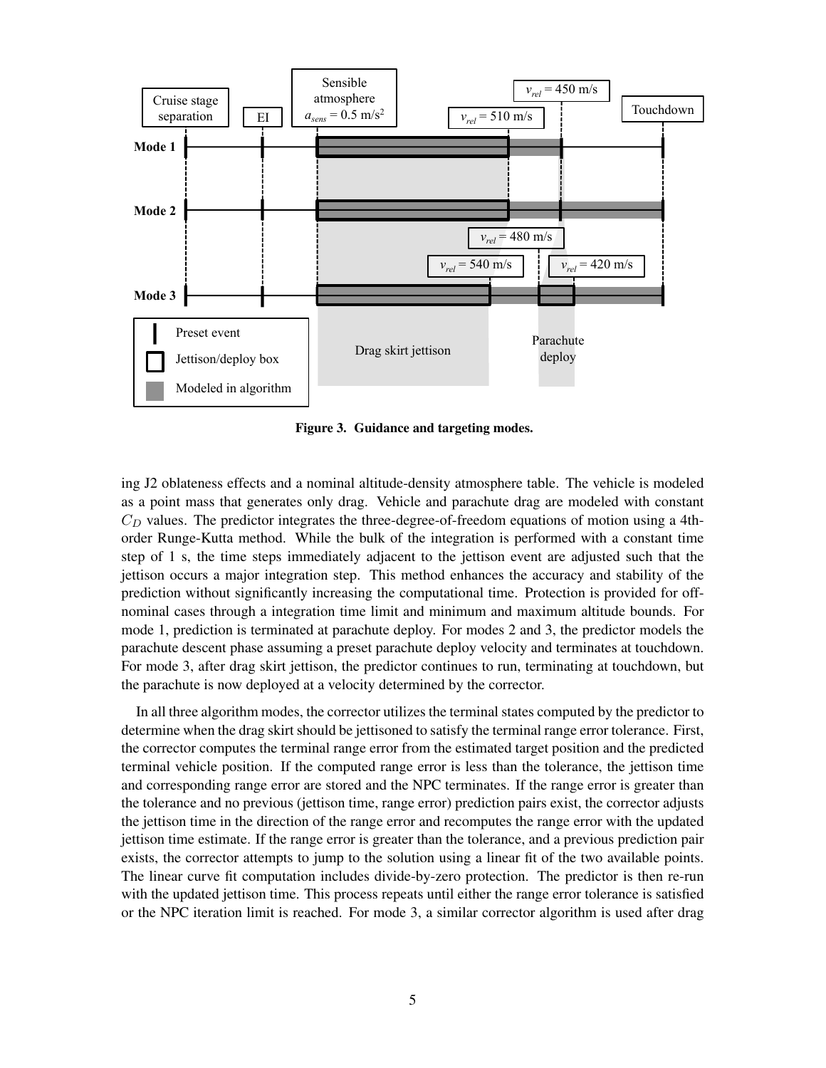Figure 3. Guidance and targeting modes.

ing J2 oblateness effects and a nominal altitude-density atmosphere table. The vehicle is modeled as a point mass that generates only drag. Vehicle and parachute drag are modeled with constant $C_D$ values. The predictor integrates the three-degree-of-freedom equations of motion using a 4th-order Runge-Kutta method. While the bulk of the integration is performed with a constant time step of 1 s, the time steps immediately adjacent to the jettison event are adjusted such that the jettison occurs a major integration step. This method enhances the accuracy and stability of the prediction without significantly increasing the computational time. Protection is provided for off-nominal cases through a integration time limit and minimum and maximum altitude bounds. For mode 1, prediction is terminated at parachute deploy. For modes 2 and 3, the predictor models the parachute descent phase assuming a preset parachute deploy velocity and terminates at touchdown. For mode 3, after drag skirt jettison, the predictor continues to run, terminating at touchdown, but the parachute is now deployed at a velocity determined by the corrector.

In all three algorithm modes, the corrector utilizes the terminal states computed by the predictor to determine when the drag skirt should be jettisoned to satisfy the terminal range error tolerance. First, the corrector computes the terminal range error from the estimated target position and the predicted terminal vehicle position. If the computed range error is less than the tolerance, the jettison time and corresponding range error are stored and the NPC terminates. If the range error is greater than the tolerance and no previous (jettison time, range error) prediction pairs exist, the corrector adjusts the jettison time in the direction of the range error and recomputes the range error with the updated jettison time estimate. If the range error is greater than the tolerance, and a previous prediction pair exists, the corrector attempts to jump to the solution using a linear fit of the two available points. The linear curve fit computation includes divide-by-zero protection. The predictor is then re-run with the updated jettison time. This process repeats until either the range error tolerance is satisfied or the NPC iteration limit is reached. For mode 3, a similar corrector algorithm is used after drag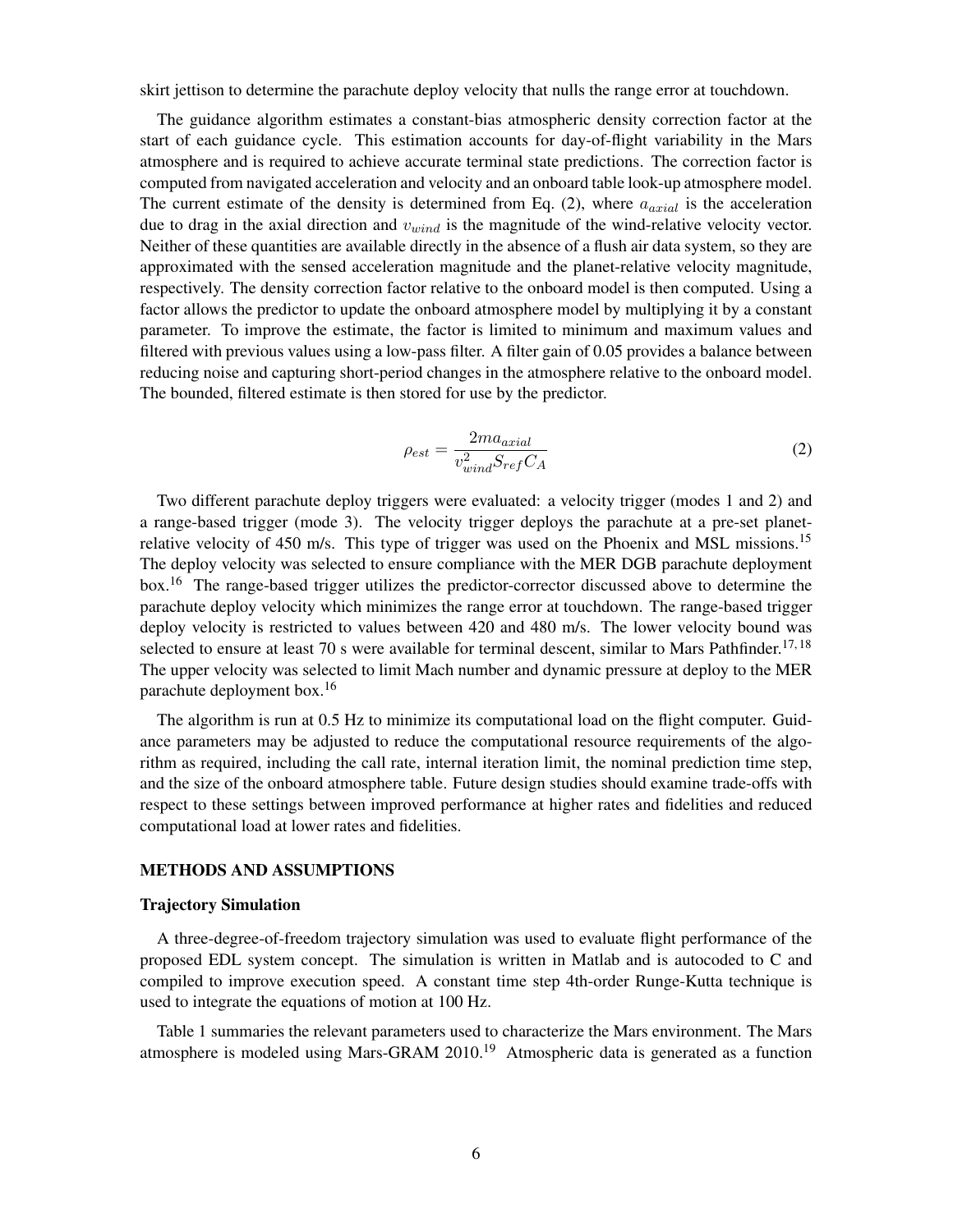skirt jettison to determine the parachute deploy velocity that nulls the range error at touchdown.

The guidance algorithm estimates a constant-bias atmospheric density correction factor at the start of each guidance cycle. This estimation accounts for day-of-flight variability in the Mars atmosphere and is required to achieve accurate terminal state predictions. The correction factor is computed from navigated acceleration and velocity and an onboard table look-up atmosphere model. The current estimate of the density is determined from Eq. (2), where $a_{axial}$ is the acceleration due to drag in the axial direction and $v_{wind}$ is the magnitude of the wind-relative velocity vector. Neither of these quantities are available directly in the absence of a flush air data system, so they are approximated with the sensed acceleration magnitude and the planet-relative velocity magnitude, respectively. The density correction factor relative to the onboard model is then computed. Using a factor allows the predictor to update the onboard atmosphere model by multiplying it by a constant parameter. To improve the estimate, the factor is limited to minimum and maximum values and filtered with previous values using a low-pass filter. A filter gain of 0.05 provides a balance between reducing noise and capturing short-period changes in the atmosphere relative to the onboard model. The bounded, filtered estimate is then stored for use by the predictor.

$$\rho_{est} = \frac{2ma_{axial}}{v_{wind}^2 S_{ref} C_A} \tag{2}$$

Two different parachute deploy triggers were evaluated: a velocity trigger (modes 1 and 2) and a range-based trigger (mode 3). The velocity trigger deploys the parachute at a pre-set planet-relative velocity of 450 m/s. This type of trigger was used on the Phoenix and MSL missions.[15] The deploy velocity was selected to ensure compliance with the MER DGB parachute deployment box.[16] The range-based trigger utilizes the predictor-corrector discussed above to determine the parachute deploy velocity which minimizes the range error at touchdown. The range-based trigger deploy velocity is restricted to values between 420 and 480 m/s. The lower velocity bound was selected to ensure at least 70 s were available for terminal descent, similar to Mars Pathfinder.[17,18] The upper velocity was selected to limit Mach number and dynamic pressure at deploy to the MER parachute deployment box.[16]

The algorithm is run at 0.5 Hz to minimize its computational load on the flight computer. Guidance parameters may be adjusted to reduce the computational resource requirements of the algorithm as required, including the call rate, internal iteration limit, the nominal prediction time step, and the size of the onboard atmosphere table. Future design studies should examine trade-offs with respect to these settings between improved performance at higher rates and fidelities and reduced computational load at lower rates and fidelities.

## METHODS AND ASSUMPTIONS

### Trajectory Simulation

A three-degree-of-freedom trajectory simulation was used to evaluate flight performance of the proposed EDL system concept. The simulation is written in Matlab and is autocoded to C and compiled to improve execution speed. A constant time step 4th-order Runge-Kutta technique is used to integrate the equations of motion at 100 Hz.

Table 1 summaries the relevant parameters used to characterize the Mars environment. The Mars atmosphere is modeled using Mars-GRAM 2010.[19] Atmospheric data is generated as a function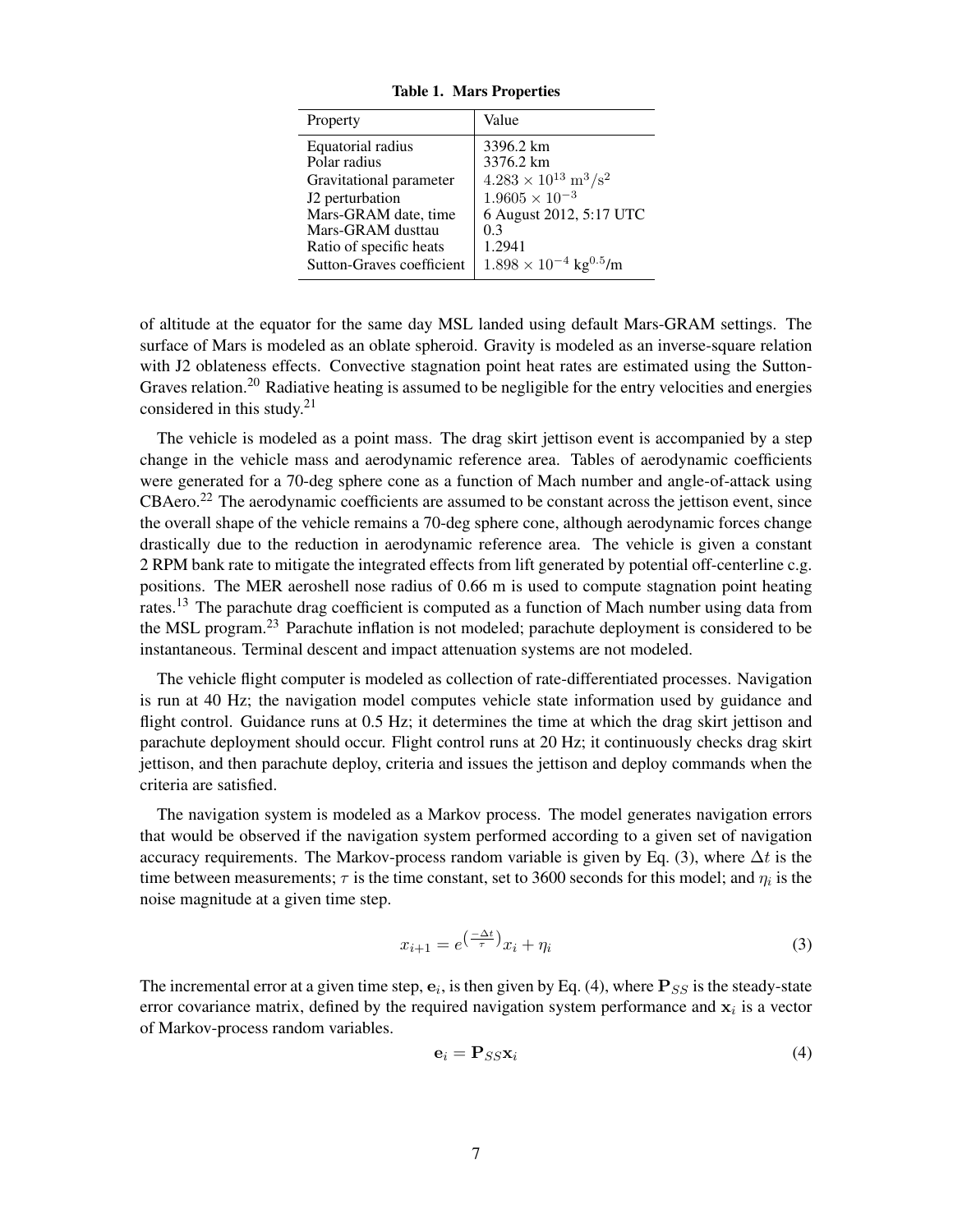**Table 1. Mars Properties**

| Property | Value |
|---|---|
| Equatorial radius | 3396.2 km |
| Polar radius | 3376.2 km |
| Gravitational parameter | $4.283 \times 10^{13}\ \mathrm{m^3/s^2}$ |
| J2 perturbation | $1.9605 \times 10^{-3}$ |
| Mars-GRAM date, time | 6 August 2012, 5:17 UTC |
| Mars-GRAM dusttau | 0.3 |
| Ratio of specific heats | 1.2941 |
| Sutton-Graves coefficient | $1.898 \times 10^{-4}$ kg$^{0.5}$/m |

of altitude at the equator for the same day MSL landed using default Mars-GRAM settings. The surface of Mars is modeled as an oblate spheroid. Gravity is modeled as an inverse-square relation with J2 oblateness effects. Convective stagnation point heat rates are estimated using the Sutton-Graves relation.[20] Radiative heating is assumed to be negligible for the entry velocities and energies considered in this study.[21]

The vehicle is modeled as a point mass. The drag skirt jettison event is accompanied by a step change in the vehicle mass and aerodynamic reference area. Tables of aerodynamic coefficients were generated for a 70-deg sphere cone as a function of Mach number and angle-of-attack using CBAero.[22] The aerodynamic coefficients are assumed to be constant across the jettison event, since the overall shape of the vehicle remains a 70-deg sphere cone, although aerodynamic forces change drastically due to the reduction in aerodynamic reference area. The vehicle is given a constant 2 RPM bank rate to mitigate the integrated effects from lift generated by potential off-centerline c.g. positions. The MER aeroshell nose radius of 0.66 m is used to compute stagnation point heating rates.[13] The parachute drag coefficient is computed as a function of Mach number using data from the MSL program.[23] Parachute inflation is not modeled; parachute deployment is considered to be instantaneous. Terminal descent and impact attenuation systems are not modeled.

The vehicle flight computer is modeled as collection of rate-differentiated processes. Navigation is run at 40 Hz; the navigation model computes vehicle state information used by guidance and flight control. Guidance runs at 0.5 Hz; it determines the time at which the drag skirt jettison and parachute deployment should occur. Flight control runs at 20 Hz; it continuously checks drag skirt jettison, and then parachute deploy, criteria and issues the jettison and deploy commands when the criteria are satisfied.

The navigation system is modeled as a Markov process. The model generates navigation errors that would be observed if the navigation system performed according to a given set of navigation accuracy requirements. The Markov-process random variable is given by Eq. (3), where $\Delta t$ is the time between measurements; $\tau$ is the time constant, set to 3600 seconds for this model; and $\eta_i$ is the noise magnitude at a given time step.

$$x_{i+1} = e^{\left(\frac{-\Delta t}{\tau}\right)} x_i + \eta_i \tag{3}$$

The incremental error at a given time step, $\mathbf{e}_i$, is then given by Eq. (4), where $\mathbf{P}_{SS}$ is the steady-state error covariance matrix, defined by the required navigation system performance and $\mathbf{x}_i$ is a vector of Markov-process random variables.

$$\mathbf{e}_i = \mathbf{P}_{SS} \mathbf{x}_i \tag{4}$$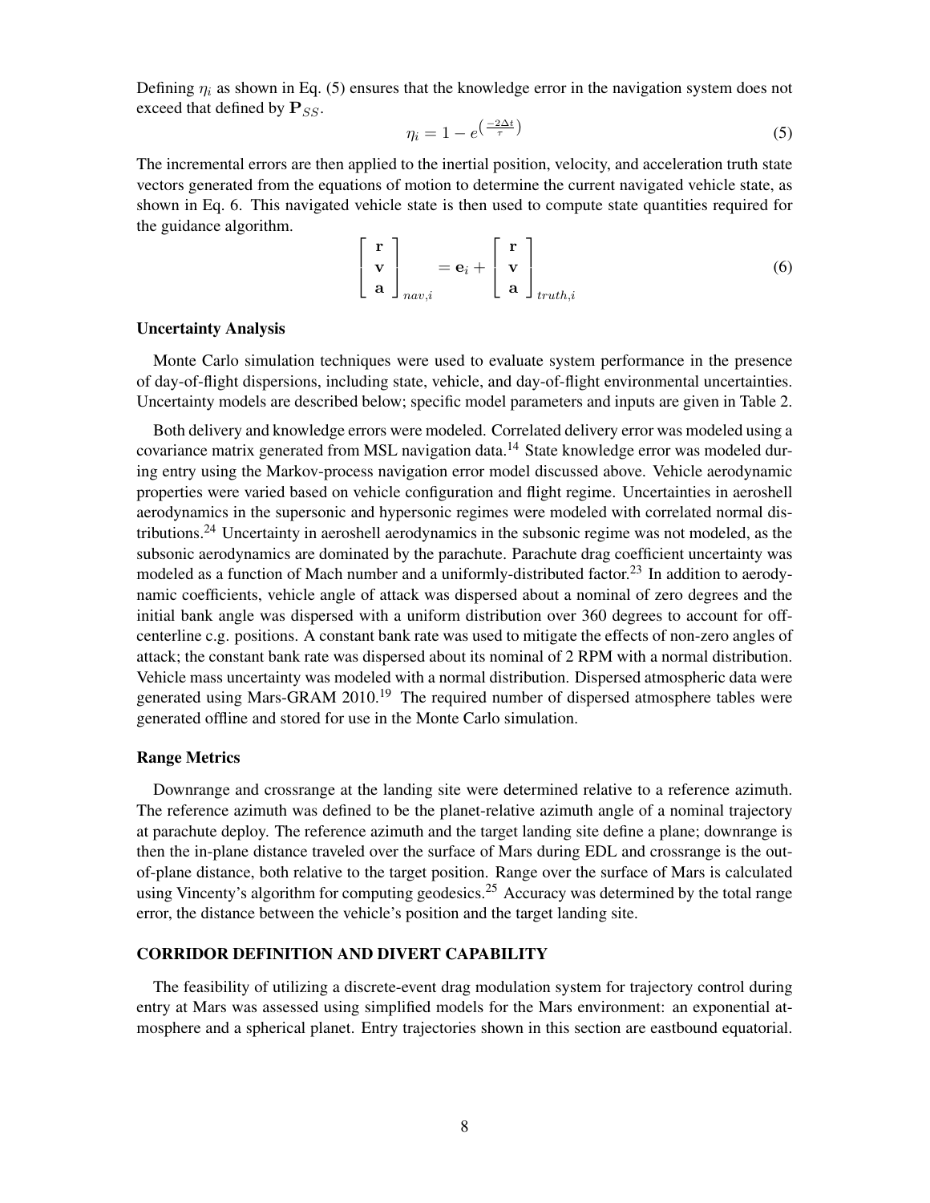Defining $\eta_i$ as shown in Eq. (5) ensures that the knowledge error in the navigation system does not exceed that defined by $\mathbf{P}_{SS}$.

$$\eta_i = 1 - e^{\left(\frac{-2\Delta t}{\tau}\right)} \tag{5}$$

The incremental errors are then applied to the inertial position, velocity, and acceleration truth state vectors generated from the equations of motion to determine the current navigated vehicle state, as shown in Eq. 6. This navigated vehicle state is then used to compute state quantities required for the guidance algorithm.

$$\begin{bmatrix} \mathbf{r} \\ \mathbf{v} \\ \mathbf{a} \end{bmatrix}_{nav,i} = \mathbf{e}_i + \begin{bmatrix} \mathbf{r} \\ \mathbf{v} \\ \mathbf{a} \end{bmatrix}_{truth,i} \tag{6}$$

### Uncertainty Analysis

Monte Carlo simulation techniques were used to evaluate system performance in the presence of day-of-flight dispersions, including state, vehicle, and day-of-flight environmental uncertainties. Uncertainty models are described below; specific model parameters and inputs are given in Table 2.

Both delivery and knowledge errors were modeled. Correlated delivery error was modeled using a covariance matrix generated from MSL navigation data.[14] State knowledge error was modeled during entry using the Markov-process navigation error model discussed above. Vehicle aerodynamic properties were varied based on vehicle configuration and flight regime. Uncertainties in aeroshell aerodynamics in the supersonic and hypersonic regimes were modeled with correlated normal distributions.[24] Uncertainty in aeroshell aerodynamics in the subsonic regime was not modeled, as the subsonic aerodynamics are dominated by the parachute. Parachute drag coefficient uncertainty was modeled as a function of Mach number and a uniformly-distributed factor.[23] In addition to aerodynamic coefficients, vehicle angle of attack was dispersed about a nominal of zero degrees and the initial bank angle was dispersed with a uniform distribution over 360 degrees to account for off-centerline c.g. positions. A constant bank rate was used to mitigate the effects of non-zero angles of attack; the constant bank rate was dispersed about its nominal of 2 RPM with a normal distribution. Vehicle mass uncertainty was modeled with a normal distribution. Dispersed atmospheric data were generated using Mars-GRAM 2010.[19] The required number of dispersed atmosphere tables were generated offline and stored for use in the Monte Carlo simulation.

### Range Metrics

Downrange and crossrange at the landing site were determined relative to a reference azimuth. The reference azimuth was defined to be the planet-relative azimuth angle of a nominal trajectory at parachute deploy. The reference azimuth and the target landing site define a plane; downrange is then the in-plane distance traveled over the surface of Mars during EDL and crossrange is the out-of-plane distance, both relative to the target position. Range over the surface of Mars is calculated using Vincenty's algorithm for computing geodesics.[25] Accuracy was determined by the total range error, the distance between the vehicle's position and the target landing site.

## CORRIDOR DEFINITION AND DIVERT CAPABILITY

The feasibility of utilizing a discrete-event drag modulation system for trajectory control during entry at Mars was assessed using simplified models for the Mars environment: an exponential atmosphere and a spherical planet. Entry trajectories shown in this section are eastbound equatorial.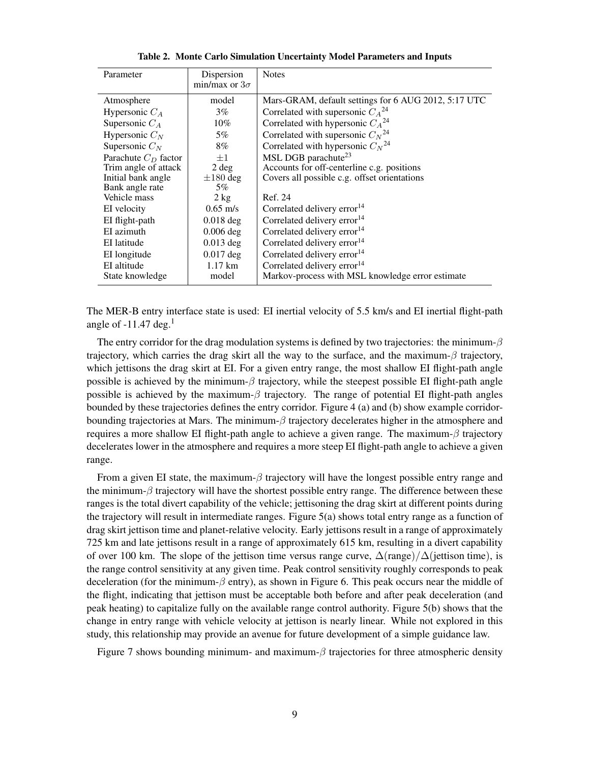**Table 2. Monte Carlo Simulation Uncertainty Model Parameters and Inputs**

| Parameter | Dispersion min/max or $3\sigma$ | Notes |
|---|---|---|
| Atmosphere | model | Mars-GRAM, default settings for 6 AUG 2012, 5:17 UTC |
| Hypersonic $C_A$ | 3% | Correlated with supersonic $C_A$[24] |
| Supersonic $C_A$ | 10% | Correlated with hypersonic $C_A$[24] |
| Hypersonic $C_N$ | 5% | Correlated with supersonic $C_N$[24] |
| Supersonic $C_N$ | 8% | Correlated with hypersonic $C_N$[24] |
| Parachute $C_D$ factor | $\pm 1$ | MSL DGB parachute[23] |
| Trim angle of attack | 2 deg | Accounts for off-centerline c.g. positions |
| Initial bank angle | $\pm 180$ deg | Covers all possible c.g. offset orientations |
| Bank angle rate | 5% | |
| Vehicle mass | 2 kg | Ref. 24 |
| EI velocity | 0.65 m/s | Correlated delivery error[14] |
| EI flight-path | 0.018 deg | Correlated delivery error[14] |
| EI azimuth | 0.006 deg | Correlated delivery error[14] |
| EI latitude | 0.013 deg | Correlated delivery error[14] |
| EI longitude | 0.017 deg | Correlated delivery error[14] |
| EI altitude | 1.17 km | Correlated delivery error[14] |
| State knowledge | model | Markov-process with MSL knowledge error estimate |

The MER-B entry interface state is used: EI inertial velocity of 5.5 km/s and EI inertial flight-path angle of -11.47 deg.[1]

The entry corridor for the drag modulation systems is defined by two trajectories: the minimum-$\beta$ trajectory, which carries the drag skirt all the way to the surface, and the maximum-$\beta$ trajectory, which jettisons the drag skirt at EI. For a given entry range, the most shallow EI flight-path angle possible is achieved by the minimum-$\beta$ trajectory, while the steepest possible EI flight-path angle possible is achieved by the maximum-$\beta$ trajectory. The range of potential EI flight-path angles bounded by these trajectories defines the entry corridor. Figure 4 (a) and (b) show example corridor-bounding trajectories at Mars. The minimum-$\beta$ trajectory decelerates higher in the atmosphere and requires a more shallow EI flight-path angle to achieve a given range. The maximum-$\beta$ trajectory decelerates lower in the atmosphere and requires a more steep EI flight-path angle to achieve a given range.

From a given EI state, the maximum-$\beta$ trajectory will have the longest possible entry range and the minimum-$\beta$ trajectory will have the shortest possible entry range. The difference between these ranges is the total divert capability of the vehicle; jettisoning the drag skirt at different points during the trajectory will result in intermediate ranges. Figure 5(a) shows total entry range as a function of drag skirt jettison time and planet-relative velocity. Early jettisons result in a range of approximately 725 km and late jettisons result in a range of approximately 615 km, resulting in a divert capability of over 100 km. The slope of the jettison time versus range curve, $\Delta(\text{range})/\Delta(\text{jettison time})$, is the range control sensitivity at any given time. Peak control sensitivity roughly corresponds to peak deceleration (for the minimum-$\beta$ entry), as shown in Figure 6. This peak occurs near the middle of the flight, indicating that jettison must be acceptable both before and after peak deceleration (and peak heating) to capitalize fully on the available range control authority. Figure 5(b) shows that the change in entry range with vehicle velocity at jettison is nearly linear. While not explored in this study, this relationship may provide an avenue for future development of a simple guidance law.

Figure 7 shows bounding minimum- and maximum-$\beta$ trajectories for three atmospheric density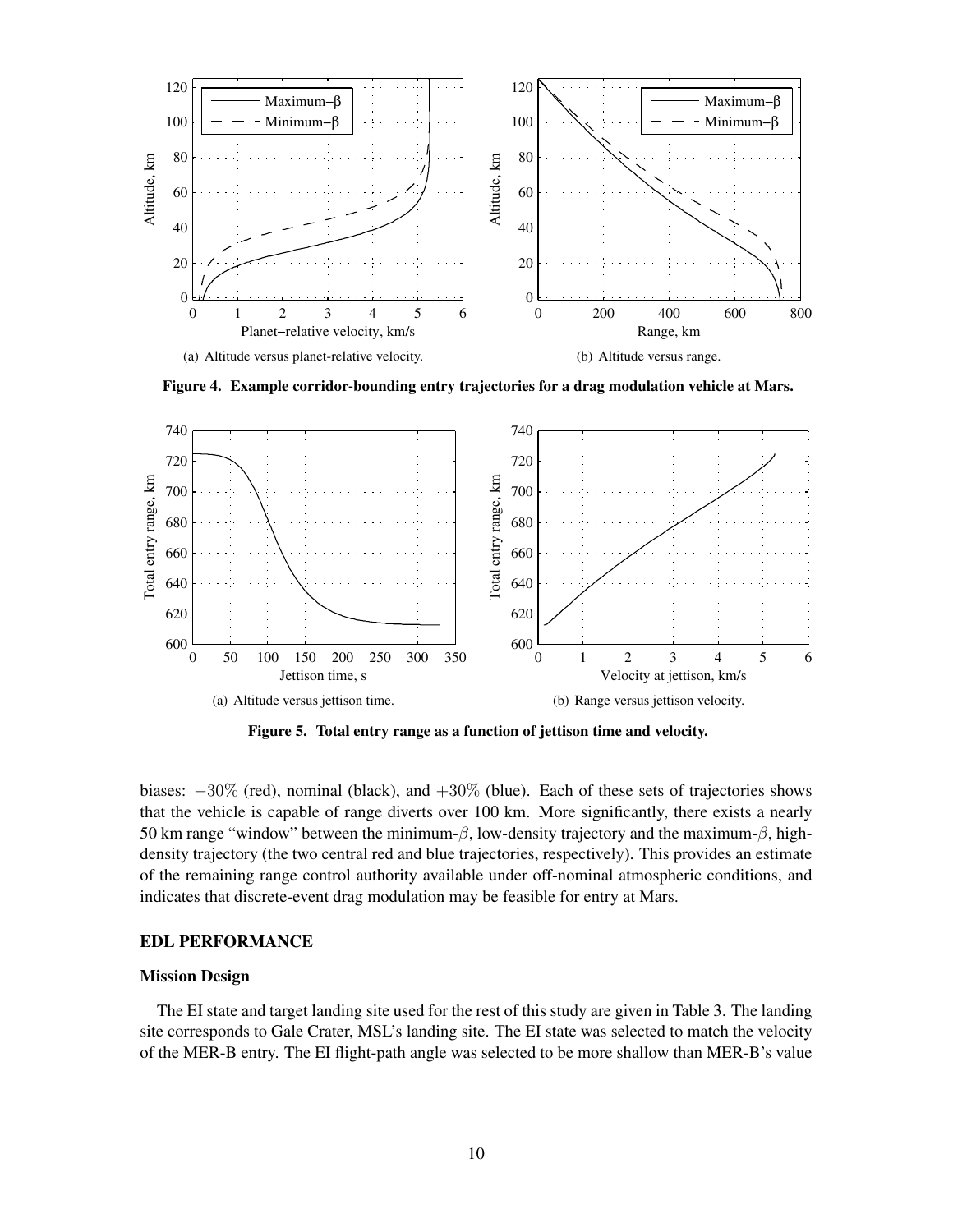(a) Altitude versus planet-relative velocity.

(b) Altitude versus range.

**Figure 4. Example corridor-bounding entry trajectories for a drag modulation vehicle at Mars.**

(a) Altitude versus jettison time.

(b) Range versus jettison velocity.

**Figure 5. Total entry range as a function of jettison time and velocity.**

biases: $-30\%$ (red), nominal (black), and $+30\%$ (blue). Each of these sets of trajectories shows that the vehicle is capable of range diverts over 100 km. More significantly, there exists a nearly 50 km range "window" between the minimum-$\beta$, low-density trajectory and the maximum-$\beta$, high-density trajectory (the two central red and blue trajectories, respectively). This provides an estimate of the remaining range control authority available under off-nominal atmospheric conditions, and indicates that discrete-event drag modulation may be feasible for entry at Mars.

## EDL PERFORMANCE

### Mission Design

The EI state and target landing site used for the rest of this study are given in Table 3. The landing site corresponds to Gale Crater, MSL's landing site. The EI state was selected to match the velocity of the MER-B entry. The EI flight-path angle was selected to be more shallow than MER-B's value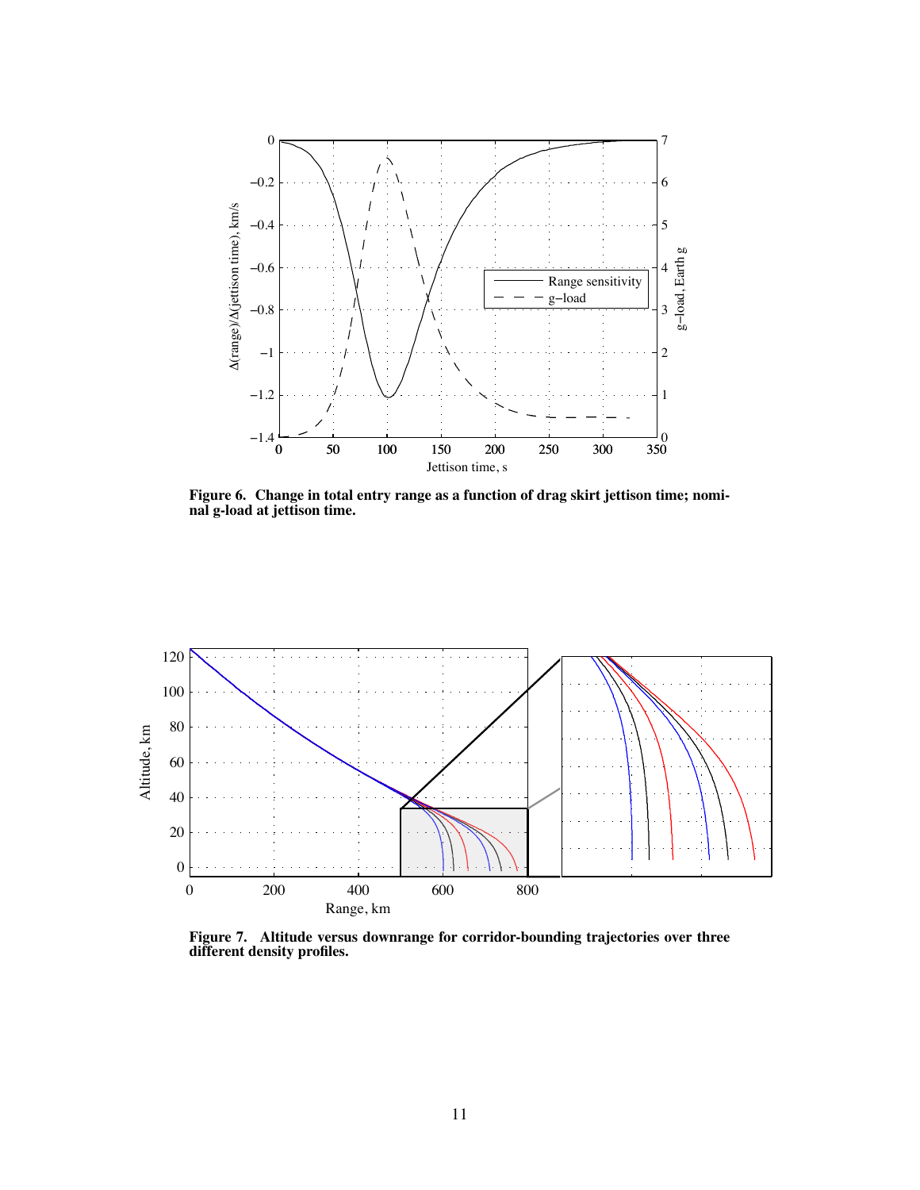**Figure 6. Change in total entry range as a function of drag skirt jettison time; nominal g-load at jettison time.**

**Figure 7. Altitude versus downrange for corridor-bounding trajectories over three different density profiles.**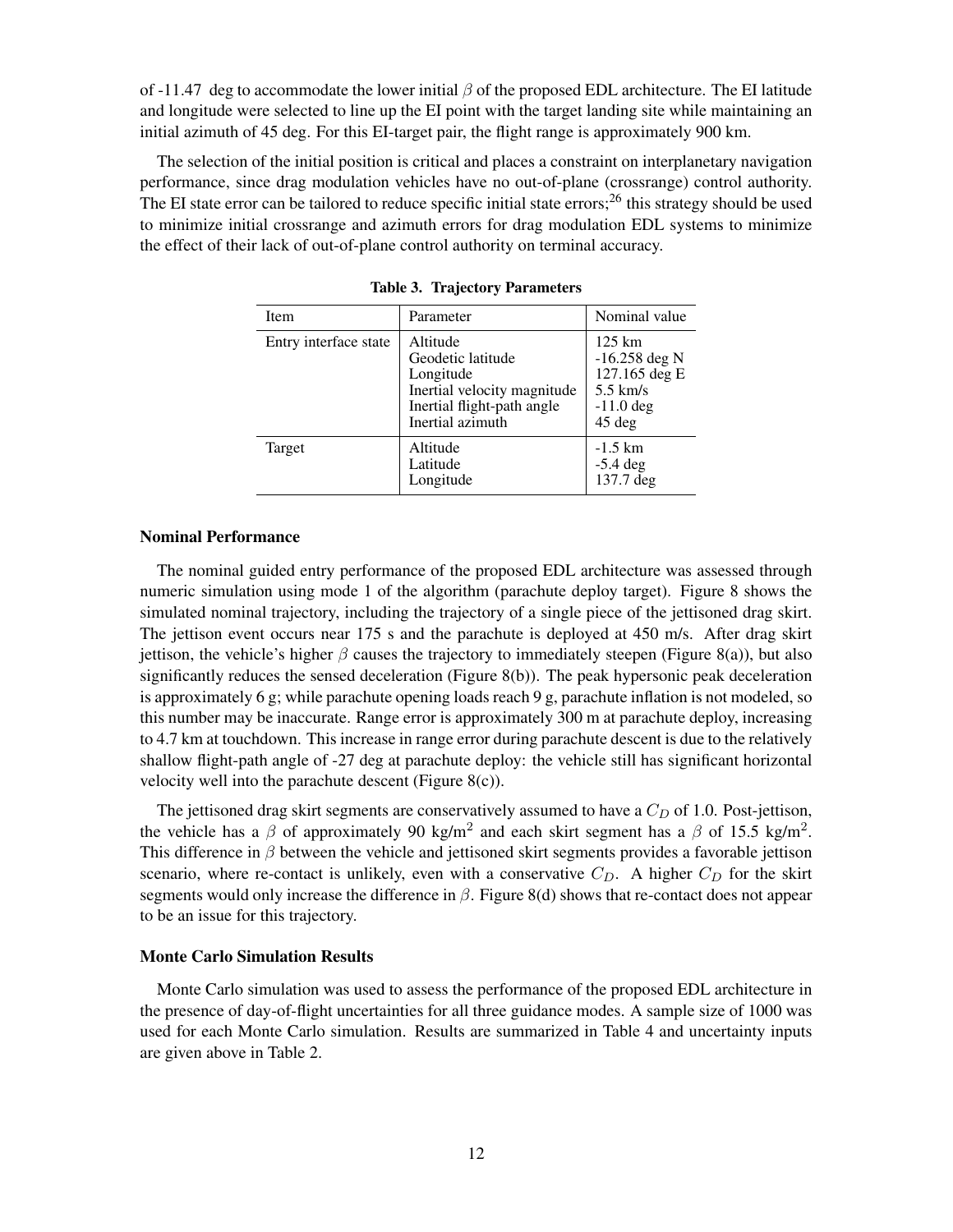of -11.47 deg to accommodate the lower initial $\beta$ of the proposed EDL architecture. The EI latitude and longitude were selected to line up the EI point with the target landing site while maintaining an initial azimuth of 45 deg. For this EI-target pair, the flight range is approximately 900 km.

The selection of the initial position is critical and places a constraint on interplanetary navigation performance, since drag modulation vehicles have no out-of-plane (crossrange) control authority. The EI state error can be tailored to reduce specific initial state errors;[26] this strategy should be used to minimize initial crossrange and azimuth errors for drag modulation EDL systems to minimize the effect of their lack of out-of-plane control authority on terminal accuracy.

**Table 3. Trajectory Parameters**

| Item | Parameter | Nominal value |
|---|---|---|
| Entry interface state | Altitude<br>Geodetic latitude<br>Longitude<br>Inertial velocity magnitude<br>Inertial flight-path angle<br>Inertial azimuth | 125 km<br>-16.258 deg N<br>127.165 deg E<br>5.5 km/s<br>-11.0 deg<br>45 deg |
| Target | Altitude<br>Latitude<br>Longitude | -1.5 km<br>-5.4 deg<br>137.7 deg |

### Nominal Performance

The nominal guided entry performance of the proposed EDL architecture was assessed through numeric simulation using mode 1 of the algorithm (parachute deploy target). Figure 8 shows the simulated nominal trajectory, including the trajectory of a single piece of the jettisoned drag skirt. The jettison event occurs near 175 s and the parachute is deployed at 450 m/s. After drag skirt jettison, the vehicle's higher $\beta$ causes the trajectory to immediately steepen (Figure 8(a)), but also significantly reduces the sensed deceleration (Figure 8(b)). The peak hypersonic peak deceleration is approximately 6 g; while parachute opening loads reach 9 g, parachute inflation is not modeled, so this number may be inaccurate. Range error is approximately 300 m at parachute deploy, increasing to 4.7 km at touchdown. This increase in range error during parachute descent is due to the relatively shallow flight-path angle of -27 deg at parachute deploy: the vehicle still has significant horizontal velocity well into the parachute descent (Figure 8(c)).

The jettisoned drag skirt segments are conservatively assumed to have a $C_D$ of 1.0. Post-jettison, the vehicle has a $\beta$ of approximately 90 kg/m$^2$ and each skirt segment has a $\beta$ of 15.5 kg/m$^2$. This difference in $\beta$ between the vehicle and jettisoned skirt segments provides a favorable jettison scenario, where re-contact is unlikely, even with a conservative $C_D$. A higher $C_D$ for the skirt segments would only increase the difference in $\beta$. Figure 8(d) shows that re-contact does not appear to be an issue for this trajectory.

### Monte Carlo Simulation Results

Monte Carlo simulation was used to assess the performance of the proposed EDL architecture in the presence of day-of-flight uncertainties for all three guidance modes. A sample size of 1000 was used for each Monte Carlo simulation. Results are summarized in Table 4 and uncertainty inputs are given above in Table 2.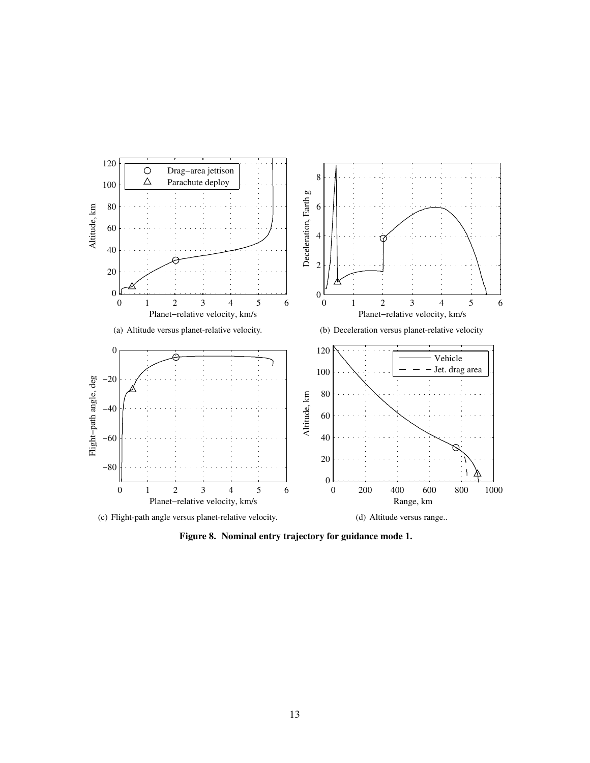(a) Altitude versus planet-relative velocity.

(b) Deceleration versus planet-relative velocity

(c) Flight-path angle versus planet-relative velocity.

(d) Altitude versus range..

**Figure 8. Nominal entry trajectory for guidance mode 1.**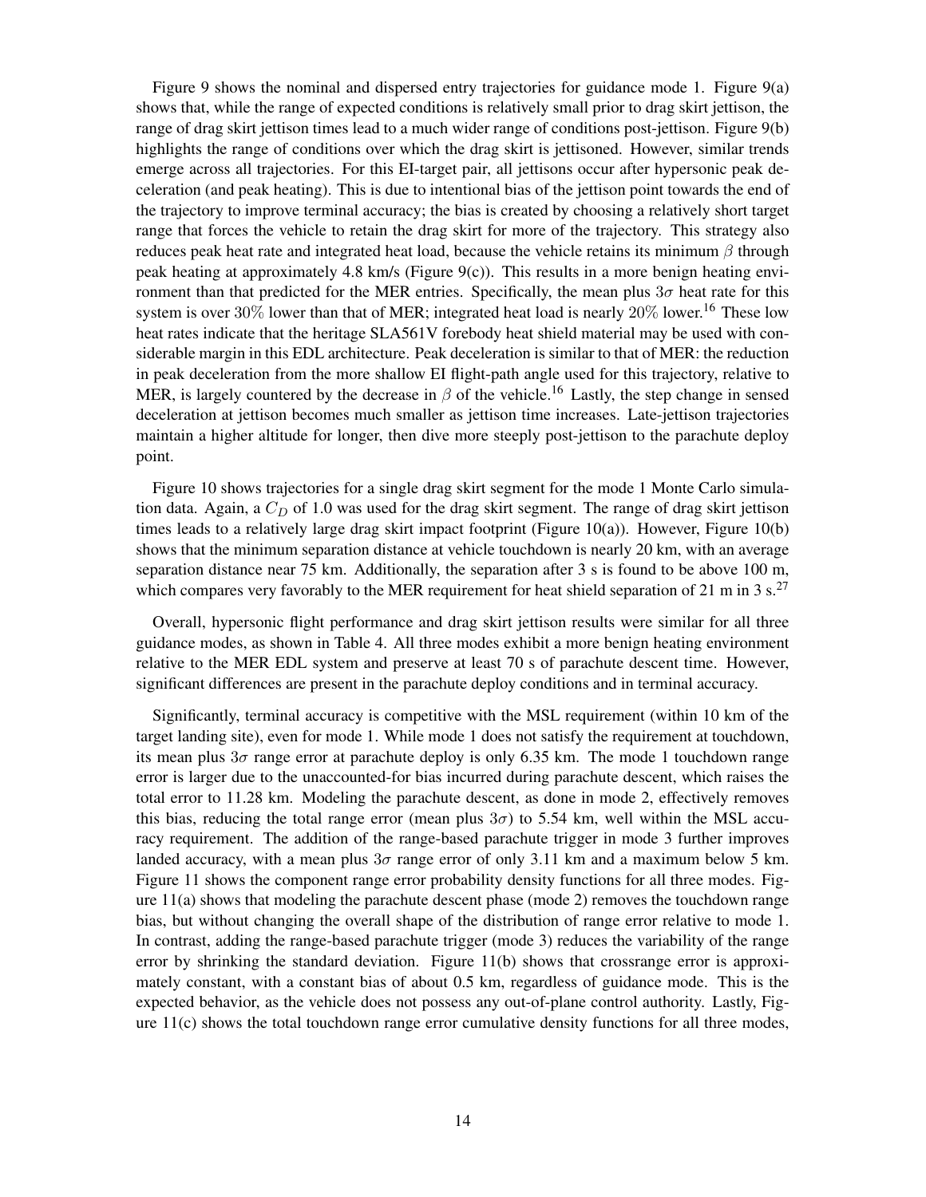Figure 9 shows the nominal and dispersed entry trajectories for guidance mode 1. Figure 9(a) shows that, while the range of expected conditions is relatively small prior to drag skirt jettison, the range of drag skirt jettison times lead to a much wider range of conditions post-jettison. Figure 9(b) highlights the range of conditions over which the drag skirt is jettisoned. However, similar trends emerge across all trajectories. For this EI-target pair, all jettisons occur after hypersonic peak deceleration (and peak heating). This is due to intentional bias of the jettison point towards the end of the trajectory to improve terminal accuracy; the bias is created by choosing a relatively short target range that forces the vehicle to retain the drag skirt for more of the trajectory. This strategy also reduces peak heat rate and integrated heat load, because the vehicle retains its minimum $\beta$ through peak heating at approximately 4.8 km/s (Figure 9(c)). This results in a more benign heating environment than that predicted for the MER entries. Specifically, the mean plus $3\sigma$ heat rate for this system is over 30% lower than that of MER; integrated heat load is nearly 20% lower.[16] These low heat rates indicate that the heritage SLA561V forebody heat shield material may be used with considerable margin in this EDL architecture. Peak deceleration is similar to that of MER: the reduction in peak deceleration from the more shallow EI flight-path angle used for this trajectory, relative to MER, is largely countered by the decrease in $\beta$ of the vehicle.[16] Lastly, the step change in sensed deceleration at jettison becomes much smaller as jettison time increases. Late-jettison trajectories maintain a higher altitude for longer, then dive more steeply post-jettison to the parachute deploy point.

Figure 10 shows trajectories for a single drag skirt segment for the mode 1 Monte Carlo simulation data. Again, a $C_D$ of 1.0 was used for the drag skirt segment. The range of drag skirt jettison times leads to a relatively large drag skirt impact footprint (Figure 10(a)). However, Figure 10(b) shows that the minimum separation distance at vehicle touchdown is nearly 20 km, with an average separation distance near 75 km. Additionally, the separation after 3 s is found to be above 100 m, which compares very favorably to the MER requirement for heat shield separation of 21 m in 3 s.[27]

Overall, hypersonic flight performance and drag skirt jettison results were similar for all three guidance modes, as shown in Table 4. All three modes exhibit a more benign heating environment relative to the MER EDL system and preserve at least 70 s of parachute descent time. However, significant differences are present in the parachute deploy conditions and in terminal accuracy.

Significantly, terminal accuracy is competitive with the MSL requirement (within 10 km of the target landing site), even for mode 1. While mode 1 does not satisfy the requirement at touchdown, its mean plus $3\sigma$ range error at parachute deploy is only 6.35 km. The mode 1 touchdown range error is larger due to the unaccounted-for bias incurred during parachute descent, which raises the total error to 11.28 km. Modeling the parachute descent, as done in mode 2, effectively removes this bias, reducing the total range error (mean plus $3\sigma$) to 5.54 km, well within the MSL accuracy requirement. The addition of the range-based parachute trigger in mode 3 further improves landed accuracy, with a mean plus $3\sigma$ range error of only 3.11 km and a maximum below 5 km. Figure 11 shows the component range error probability density functions for all three modes. Figure 11(a) shows that modeling the parachute descent phase (mode 2) removes the touchdown range bias, but without changing the overall shape of the distribution of range error relative to mode 1. In contrast, adding the range-based parachute trigger (mode 3) reduces the variability of the range error by shrinking the standard deviation. Figure 11(b) shows that crossrange error is approximately constant, with a constant bias of about 0.5 km, regardless of guidance mode. This is the expected behavior, as the vehicle does not possess any out-of-plane control authority. Lastly, Figure 11(c) shows the total touchdown range error cumulative density functions for all three modes,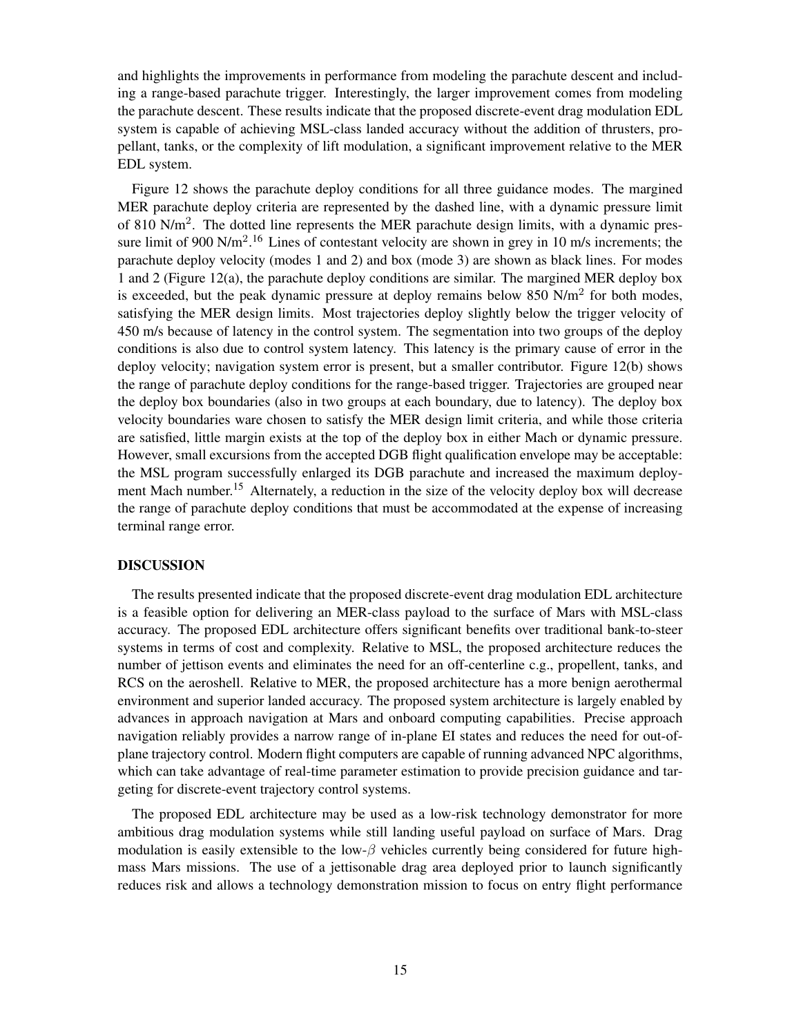and highlights the improvements in performance from modeling the parachute descent and including a range-based parachute trigger. Interestingly, the larger improvement comes from modeling the parachute descent. These results indicate that the proposed discrete-event drag modulation EDL system is capable of achieving MSL-class landed accuracy without the addition of thrusters, propellant, tanks, or the complexity of lift modulation, a significant improvement relative to the MER EDL system.

Figure 12 shows the parachute deploy conditions for all three guidance modes. The margined MER parachute deploy criteria are represented by the dashed line, with a dynamic pressure limit of 810 N/m$^2$. The dotted line represents the MER parachute design limits, with a dynamic pressure limit of 900 N/m$^2$.[16] Lines of contestant velocity are shown in grey in 10 m/s increments; the parachute deploy velocity (modes 1 and 2) and box (mode 3) are shown as black lines. For modes 1 and 2 (Figure 12(a), the parachute deploy conditions are similar. The margined MER deploy box is exceeded, but the peak dynamic pressure at deploy remains below 850 N/m$^2$ for both modes, satisfying the MER design limits. Most trajectories deploy slightly below the trigger velocity of 450 m/s because of latency in the control system. The segmentation into two groups of the deploy conditions is also due to control system latency. This latency is the primary cause of error in the deploy velocity; navigation system error is present, but a smaller contributor. Figure 12(b) shows the range of parachute deploy conditions for the range-based trigger. Trajectories are grouped near the deploy box boundaries (also in two groups at each boundary, due to latency). The deploy box velocity boundaries ware chosen to satisfy the MER design limit criteria, and while those criteria are satisfied, little margin exists at the top of the deploy box in either Mach or dynamic pressure. However, small excursions from the accepted DGB flight qualification envelope may be acceptable: the MSL program successfully enlarged its DGB parachute and increased the maximum deployment Mach number.[15] Alternately, a reduction in the size of the velocity deploy box will decrease the range of parachute deploy conditions that must be accommodated at the expense of increasing terminal range error.

## DISCUSSION

The results presented indicate that the proposed discrete-event drag modulation EDL architecture is a feasible option for delivering an MER-class payload to the surface of Mars with MSL-class accuracy. The proposed EDL architecture offers significant benefits over traditional bank-to-steer systems in terms of cost and complexity. Relative to MSL, the proposed architecture reduces the number of jettison events and eliminates the need for an off-centerline c.g., propellent, tanks, and RCS on the aeroshell. Relative to MER, the proposed architecture has a more benign aerothermal environment and superior landed accuracy. The proposed system architecture is largely enabled by advances in approach navigation at Mars and onboard computing capabilities. Precise approach navigation reliably provides a narrow range of in-plane EI states and reduces the need for out-of-plane trajectory control. Modern flight computers are capable of running advanced NPC algorithms, which can take advantage of real-time parameter estimation to provide precision guidance and targeting for discrete-event trajectory control systems.

The proposed EDL architecture may be used as a low-risk technology demonstrator for more ambitious drag modulation systems while still landing useful payload on surface of Mars. Drag modulation is easily extensible to the low-$\beta$ vehicles currently being considered for future high-mass Mars missions. The use of a jettisonable drag area deployed prior to launch significantly reduces risk and allows a technology demonstration mission to focus on entry flight performance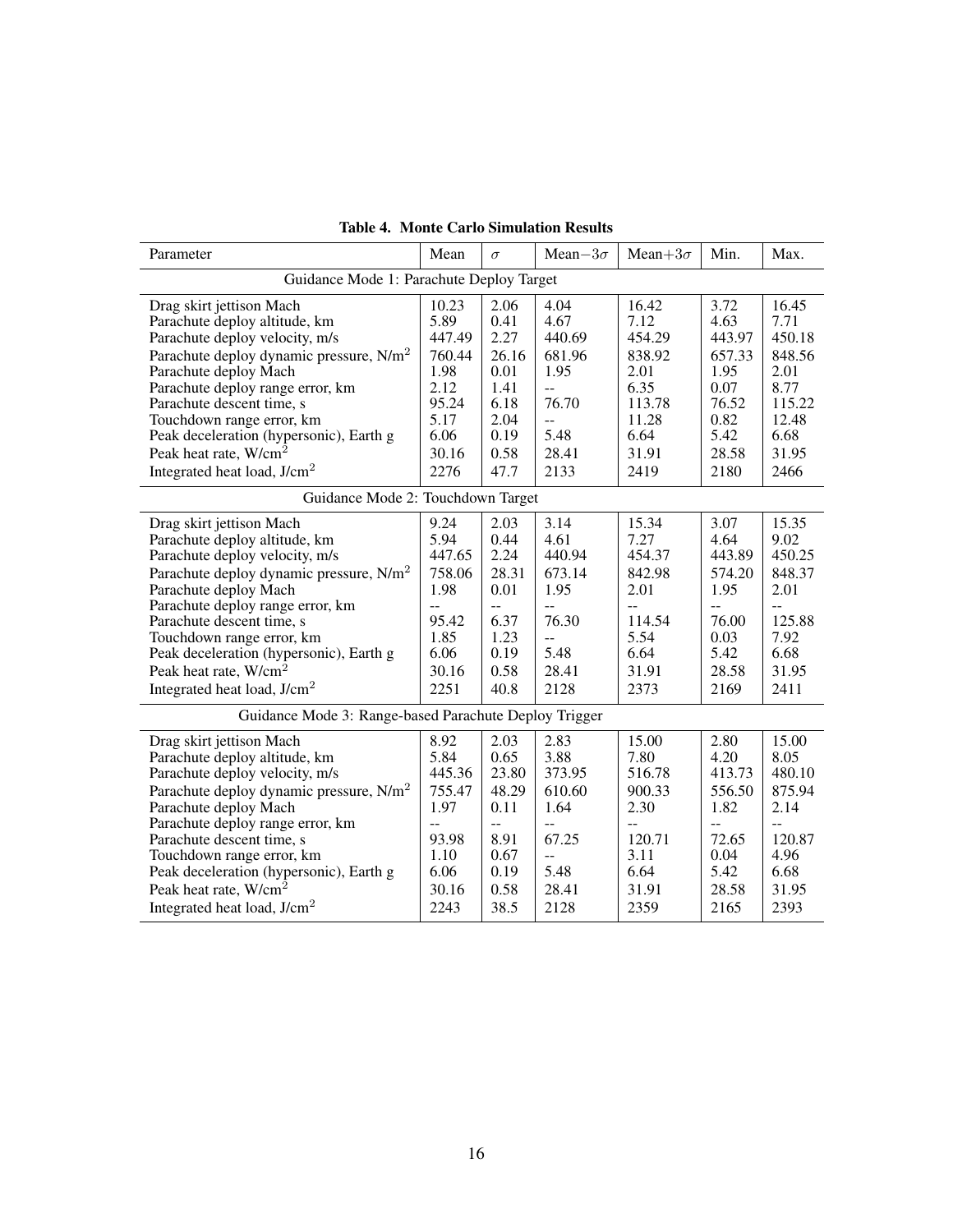**Table 4. Monte Carlo Simulation Results**

| Parameter | Mean | $\sigma$ | Mean$-3\sigma$ | Mean$+3\sigma$ | Min. | Max. |
|---|---|---|---|---|---|---|
| Guidance Mode 1: Parachute Deploy Target | | | | | | |
| Drag skirt jettison Mach | 10.23 | 2.06 | 4.04 | 16.42 | 3.72 | 16.45 |
| Parachute deploy altitude, km | 5.89 | 0.41 | 4.67 | 7.12 | 4.63 | 7.71 |
| Parachute deploy velocity, m/s | 447.49 | 2.27 | 440.69 | 454.29 | 443.97 | 450.18 |
| Parachute deploy dynamic pressure, N/m$^2$ | 760.44 | 26.16 | 681.96 | 838.92 | 657.33 | 848.56 |
| Parachute deploy Mach | 1.98 | 0.01 | 1.95 | 2.01 | 1.95 | 2.01 |
| Parachute deploy range error, km | 2.12 | 1.41 | -- | 6.35 | 0.07 | 8.77 |
| Parachute descent time, s | 95.24 | 6.18 | 76.70 | 113.78 | 76.52 | 115.22 |
| Touchdown range error, km | 5.17 | 2.04 | -- | 11.28 | 0.82 | 12.48 |
| Peak deceleration (hypersonic), Earth g | 6.06 | 0.19 | 5.48 | 6.64 | 5.42 | 6.68 |
| Peak heat rate, W/cm$^2$ | 30.16 | 0.58 | 28.41 | 31.91 | 28.58 | 31.95 |
| Integrated heat load, J/cm$^2$ | 2276 | 47.7 | 2133 | 2419 | 2180 | 2466 |
| Guidance Mode 2: Touchdown Target | | | | | | |
| Drag skirt jettison Mach | 9.24 | 2.03 | 3.14 | 15.34 | 3.07 | 15.35 |
| Parachute deploy altitude, km | 5.94 | 0.44 | 4.61 | 7.27 | 4.64 | 9.02 |
| Parachute deploy velocity, m/s | 447.65 | 2.24 | 440.94 | 454.37 | 443.89 | 450.25 |
| Parachute deploy dynamic pressure, N/m$^2$ | 758.06 | 28.31 | 673.14 | 842.98 | 574.20 | 848.37 |
| Parachute deploy Mach | 1.98 | 0.01 | 1.95 | 2.01 | 1.95 | 2.01 |
| Parachute deploy range error, km | -- | -- | -- | -- | -- | -- |
| Parachute descent time, s | 95.42 | 6.37 | 76.30 | 114.54 | 76.00 | 125.88 |
| Touchdown range error, km | 1.85 | 1.23 | -- | 5.54 | 0.03 | 7.92 |
| Peak deceleration (hypersonic), Earth g | 6.06 | 0.19 | 5.48 | 6.64 | 5.42 | 6.68 |
| Peak heat rate, W/cm$^2$ | 30.16 | 0.58 | 28.41 | 31.91 | 28.58 | 31.95 |
| Integrated heat load, J/cm$^2$ | 2251 | 40.8 | 2128 | 2373 | 2169 | 2411 |
| Guidance Mode 3: Range-based Parachute Deploy Trigger | | | | | | |
| Drag skirt jettison Mach | 8.92 | 2.03 | 2.83 | 15.00 | 2.80 | 15.00 |
| Parachute deploy altitude, km | 5.84 | 0.65 | 3.88 | 7.80 | 4.20 | 8.05 |
| Parachute deploy velocity, m/s | 445.36 | 23.80 | 373.95 | 516.78 | 413.73 | 480.10 |
| Parachute deploy dynamic pressure, N/m$^2$ | 755.47 | 48.29 | 610.60 | 900.33 | 556.50 | 875.94 |
| Parachute deploy Mach | 1.97 | 0.11 | 1.64 | 2.30 | 1.82 | 2.14 |
| Parachute deploy range error, km | -- | -- | -- | -- | -- | -- |
| Parachute descent time, s | 93.98 | 8.91 | 67.25 | 120.71 | 72.65 | 120.87 |
| Touchdown range error, km | 1.10 | 0.67 | -- | 3.11 | 0.04 | 4.96 |
| Peak deceleration (hypersonic), Earth g | 6.06 | 0.19 | 5.48 | 6.64 | 5.42 | 6.68 |
| Peak heat rate, W/cm$^2$ | 30.16 | 0.58 | 28.41 | 31.91 | 28.58 | 31.95 |
| Integrated heat load, J/cm$^2$ | 2243 | 38.5 | 2128 | 2359 | 2165 | 2393 |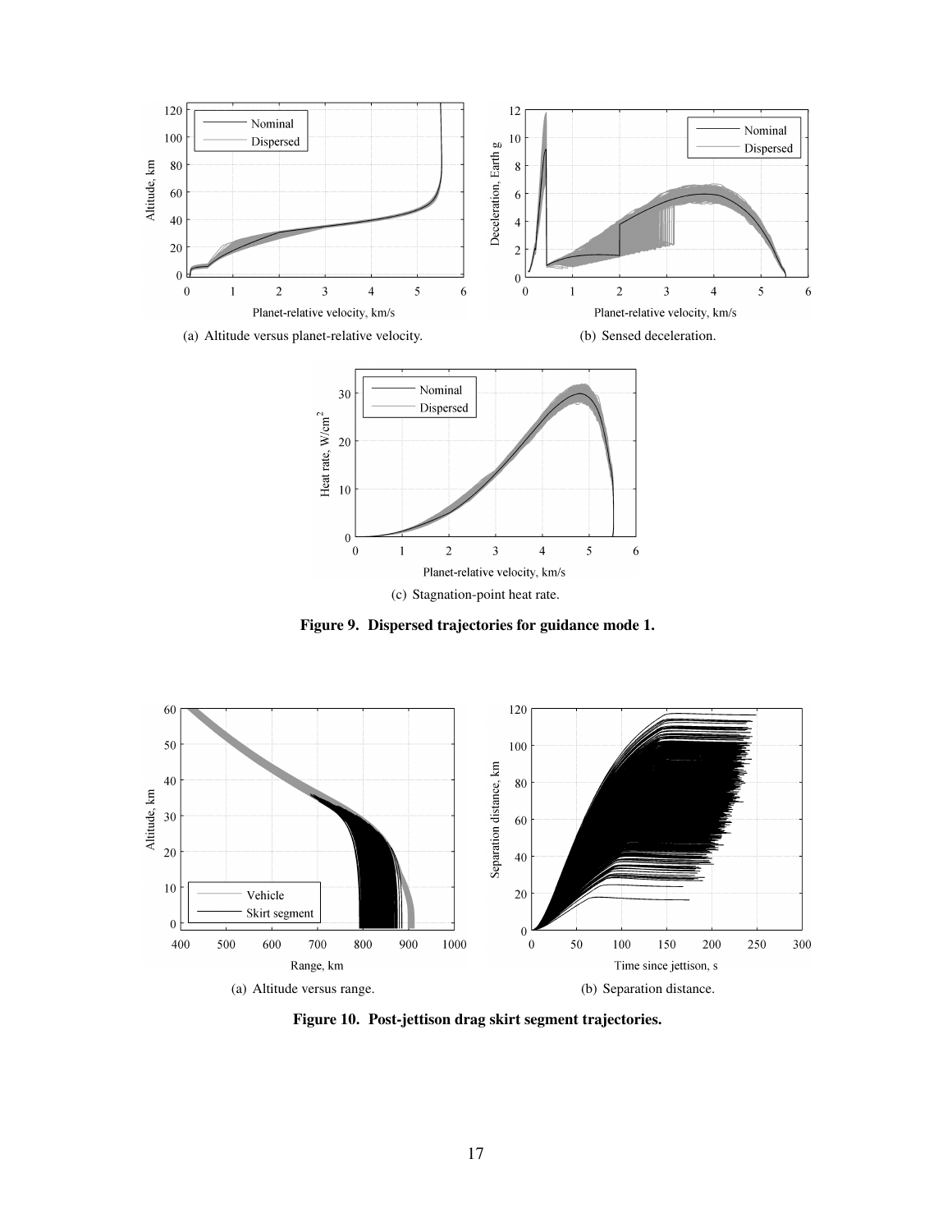(a) Altitude versus planet-relative velocity.

(b) Sensed deceleration.

(c) Stagnation-point heat rate.

**Figure 9. Dispersed trajectories for guidance mode 1.**

(a) Altitude versus range.

(b) Separation distance.

**Figure 10. Post-jettison drag skirt segment trajectories.**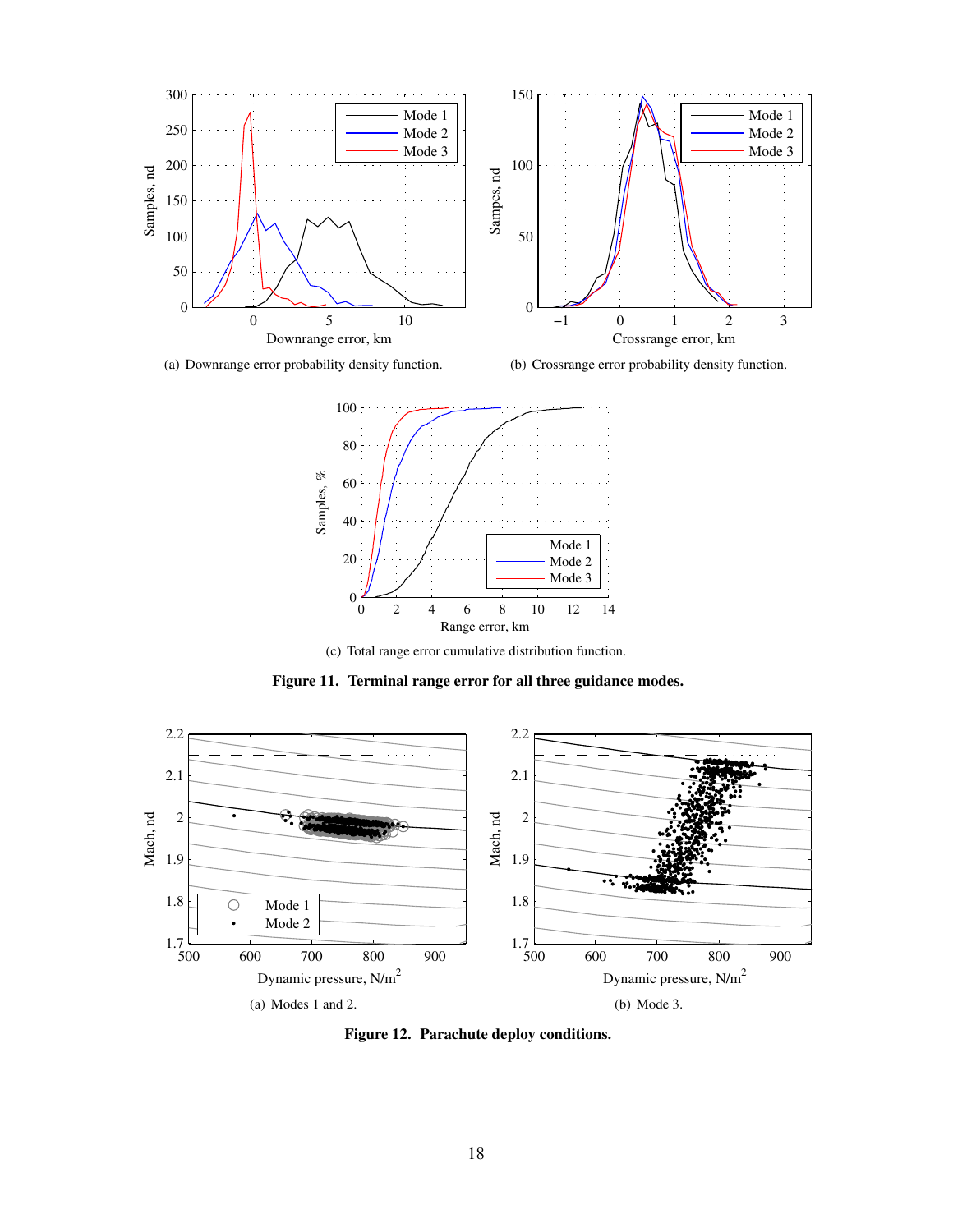(a) Downrange error probability density function.

(b) Crossrange error probability density function.

(c) Total range error cumulative distribution function.

**Figure 11. Terminal range error for all three guidance modes.**

(a) Modes 1 and 2.

(b) Mode 3.

**Figure 12. Parachute deploy conditions.**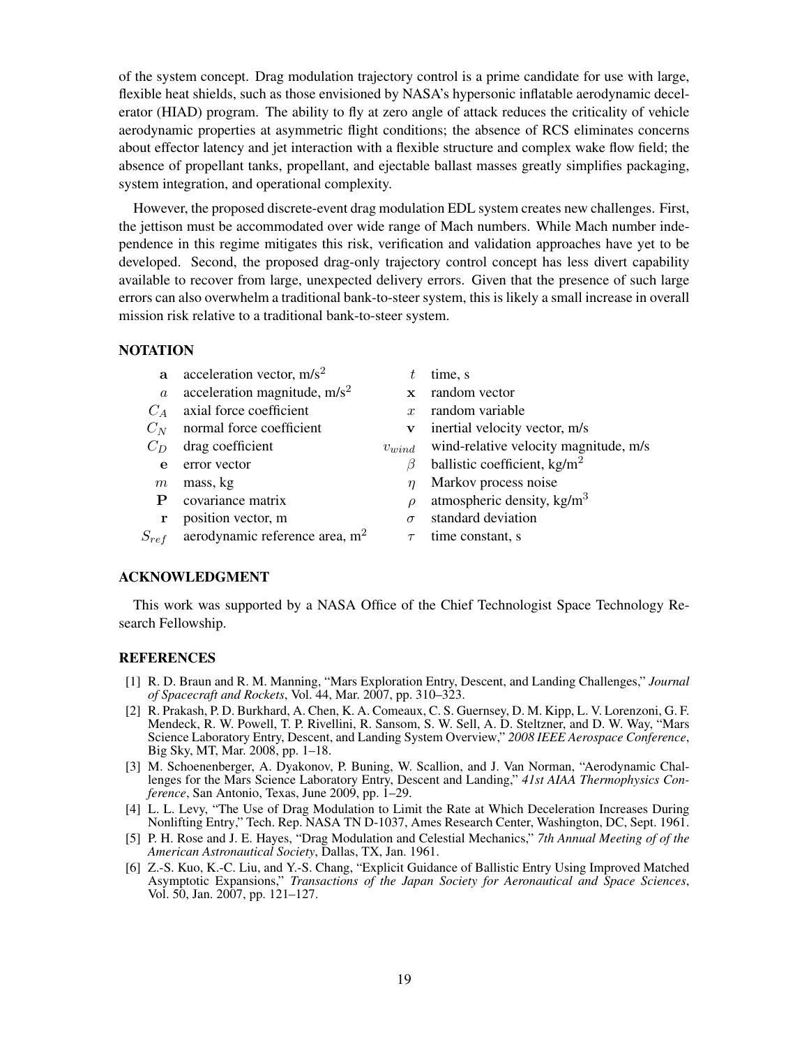of the system concept. Drag modulation trajectory control is a prime candidate for use with large, flexible heat shields, such as those envisioned by NASA's hypersonic inflatable aerodynamic decelerator (HIAD) program. The ability to fly at zero angle of attack reduces the criticality of vehicle aerodynamic properties at asymmetric flight conditions; the absence of RCS eliminates concerns about effector latency and jet interaction with a flexible structure and complex wake flow field; the absence of propellant tanks, propellant, and ejectable ballast masses greatly simplifies packaging, system integration, and operational complexity.

However, the proposed discrete-event drag modulation EDL system creates new challenges. First, the jettison must be accommodated over wide range of Mach numbers. While Mach number independence in this regime mitigates this risk, verification and validation approaches have yet to be developed. Second, the proposed drag-only trajectory control concept has less divert capability available to recover from large, unexpected delivery errors. Given that the presence of such large errors can also overwhelm a traditional bank-to-steer system, this is likely a small increase in overall mission risk relative to a traditional bank-to-steer system.

## NOTATION

| | | | |
|---|---|---|---|
| $\mathbf{a}$ | acceleration vector, m/s$^2$ | $t$ | time, s |
| $a$ | acceleration magnitude, m/s$^2$ | $\mathbf{x}$ | random vector |
| $C_A$ | axial force coefficient | $x$ | random variable |
| $C_N$ | normal force coefficient | $\mathbf{v}$ | inertial velocity vector, m/s |
| $C_D$ | drag coefficient | $v_{wind}$ | wind-relative velocity magnitude, m/s |
| $\mathbf{e}$ | error vector | $\beta$ | ballistic coefficient, kg/m$^2$ |
| $m$ | mass, kg | $\eta$ | Markov process noise |
| $\mathbf{P}$ | covariance matrix | $\rho$ | atmospheric density, kg/m$^3$ |
| $\mathbf{r}$ | position vector, m | $\sigma$ | standard deviation |
| $S_{ref}$ | aerodynamic reference area, m$^2$ | $\tau$ | time constant, s |

## ACKNOWLEDGMENT

This work was supported by a NASA Office of the Chief Technologist Space Technology Research Fellowship.

## REFERENCES

[1] R. D. Braun and R. M. Manning, "Mars Exploration Entry, Descent, and Landing Challenges," *Journal of Spacecraft and Rockets*, Vol. 44, Mar. 2007, pp. 310–323.

[2] R. Prakash, P. D. Burkhard, A. Chen, K. A. Comeaux, C. S. Guernsey, D. M. Kipp, L. V. Lorenzoni, G. F. Mendeck, R. W. Powell, T. P. Rivellini, R. Sansom, S. W. Sell, A. D. Steltzner, and D. W. Way, "Mars Science Laboratory Entry, Descent, and Landing System Overview," *2008 IEEE Aerospace Conference*, Big Sky, MT, Mar. 2008, pp. 1–18.

[3] M. Schoenenberger, A. Dyakonov, P. Buning, W. Scallion, and J. Van Norman, "Aerodynamic Challenges for the Mars Science Laboratory Entry, Descent and Landing," *41st AIAA Thermophysics Conference*, San Antonio, Texas, June 2009, pp. 1–29.

[4] L. L. Levy, "The Use of Drag Modulation to Limit the Rate at Which Deceleration Increases During Nonlifting Entry," Tech. Rep. NASA TN D-1037, Ames Research Center, Washington, DC, Sept. 1961.

[5] P. H. Rose and J. E. Hayes, "Drag Modulation and Celestial Mechanics," *7th Annual Meeting of of the American Astronautical Society*, Dallas, TX, Jan. 1961.

[6] Z.-S. Kuo, K.-C. Liu, and Y.-S. Chang, "Explicit Guidance of Ballistic Entry Using Improved Matched Asymptotic Expansions," *Transactions of the Japan Society for Aeronautical and Space Sciences*, Vol. 50, Jan. 2007, pp. 121–127.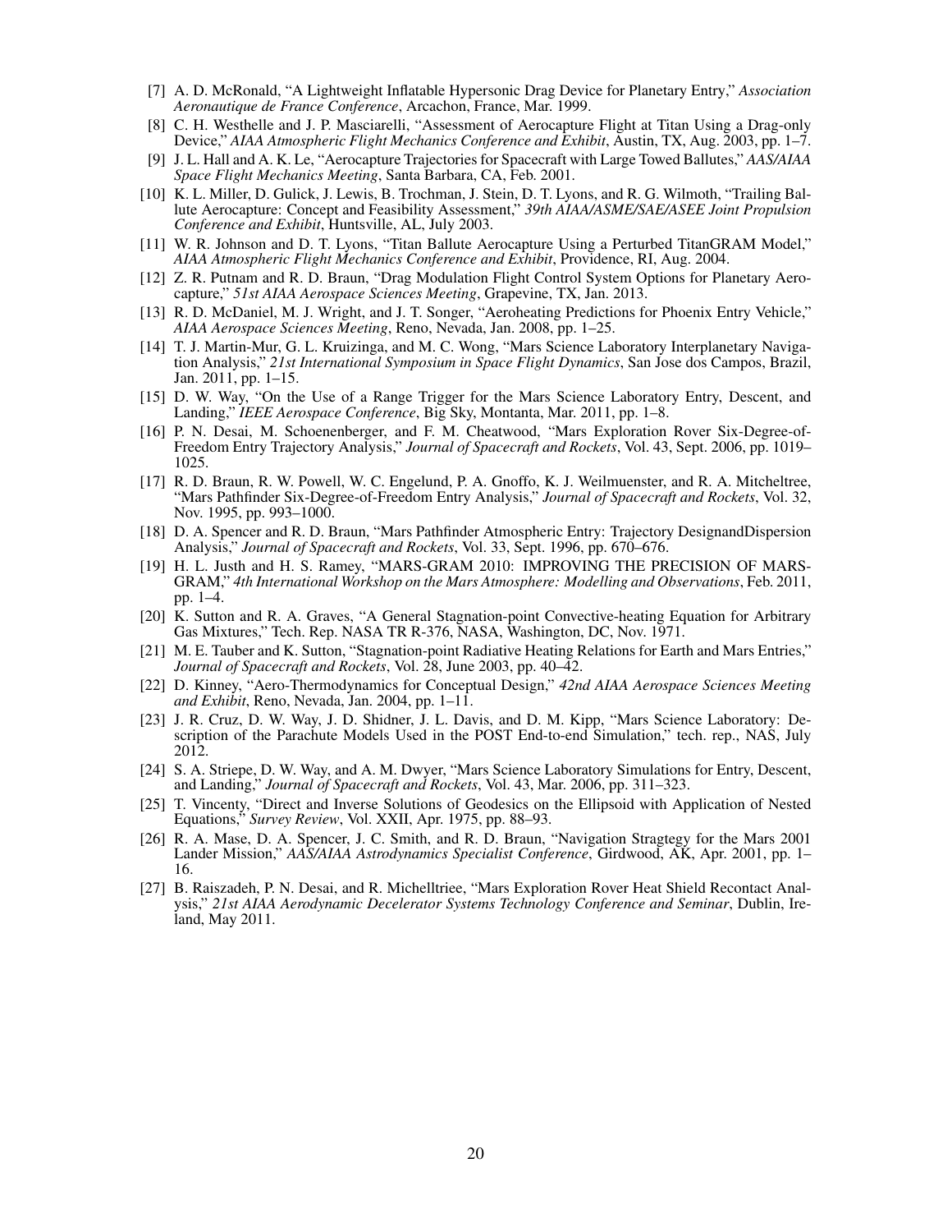[7] A. D. McRonald, "A Lightweight Inflatable Hypersonic Drag Device for Planetary Entry," *Association Aeronautique de France Conference*, Arcachon, France, Mar. 1999.

[8] C. H. Westhelle and J. P. Masciarelli, "Assessment of Aerocapture Flight at Titan Using a Drag-only Device," *AIAA Atmospheric Flight Mechanics Conference and Exhibit*, Austin, TX, Aug. 2003, pp. 1–7.

[9] J. L. Hall and A. K. Le, "Aerocapture Trajectories for Spacecraft with Large Towed Ballutes," *AAS/AIAA Space Flight Mechanics Meeting*, Santa Barbara, CA, Feb. 2001.

[10] K. L. Miller, D. Gulick, J. Lewis, B. Trochman, J. Stein, D. T. Lyons, and R. G. Wilmoth, "Trailing Ballute Aerocapture: Concept and Feasibility Assessment," *39th AIAA/ASME/SAE/ASEE Joint Propulsion Conference and Exhibit*, Huntsville, AL, July 2003.

[11] W. R. Johnson and D. T. Lyons, "Titan Ballute Aerocapture Using a Perturbed TitanGRAM Model," *AIAA Atmospheric Flight Mechanics Conference and Exhibit*, Providence, RI, Aug. 2004.

[12] Z. R. Putnam and R. D. Braun, "Drag Modulation Flight Control System Options for Planetary Aerocapture," *51st AIAA Aerospace Sciences Meeting*, Grapevine, TX, Jan. 2013.

[13] R. D. McDaniel, M. J. Wright, and J. T. Songer, "Aeroheating Predictions for Phoenix Entry Vehicle," *AIAA Aerospace Sciences Meeting*, Reno, Nevada, Jan. 2008, pp. 1–25.

[14] T. J. Martin-Mur, G. L. Kruizinga, and M. C. Wong, "Mars Science Laboratory Interplanetary Navigation Analysis," *21st International Symposium in Space Flight Dynamics*, San Jose dos Campos, Brazil, Jan. 2011, pp. 1–15.

[15] D. W. Way, "On the Use of a Range Trigger for the Mars Science Laboratory Entry, Descent, and Landing," *IEEE Aerospace Conference*, Big Sky, Montanta, Mar. 2011, pp. 1–8.

[16] P. N. Desai, M. Schoenenberger, and F. M. Cheatwood, "Mars Exploration Rover Six-Degree-of-Freedom Entry Trajectory Analysis," *Journal of Spacecraft and Rockets*, Vol. 43, Sept. 2006, pp. 1019–1025.

[17] R. D. Braun, R. W. Powell, W. C. Engelund, P. A. Gnoffo, K. J. Weilmuenster, and R. A. Mitcheltree, "Mars Pathfinder Six-Degree-of-Freedom Entry Analysis," *Journal of Spacecraft and Rockets*, Vol. 32, Nov. 1995, pp. 993–1000.

[18] D. A. Spencer and R. D. Braun, "Mars Pathfinder Atmospheric Entry: Trajectory DesignandDispersion Analysis," *Journal of Spacecraft and Rockets*, Vol. 33, Sept. 1996, pp. 670–676.

[19] H. L. Justh and H. S. Ramey, "MARS-GRAM 2010: IMPROVING THE PRECISION OF MARS-GRAM," *4th International Workshop on the Mars Atmosphere: Modelling and Observations*, Feb. 2011, pp. 1–4.

[20] K. Sutton and R. A. Graves, "A General Stagnation-point Convective-heating Equation for Arbitrary Gas Mixtures," Tech. Rep. NASA TR R-376, NASA, Washington, DC, Nov. 1971.

[21] M. E. Tauber and K. Sutton, "Stagnation-point Radiative Heating Relations for Earth and Mars Entries," *Journal of Spacecraft and Rockets*, Vol. 28, June 2003, pp. 40–42.

[22] D. Kinney, "Aero-Thermodynamics for Conceptual Design," *42nd AIAA Aerospace Sciences Meeting and Exhibit*, Reno, Nevada, Jan. 2004, pp. 1–11.

[23] J. R. Cruz, D. W. Way, J. D. Shidner, J. L. Davis, and D. M. Kipp, "Mars Science Laboratory: Description of the Parachute Models Used in the POST End-to-end Simulation," tech. rep., NAS, July 2012.

[24] S. A. Striepe, D. W. Way, and A. M. Dwyer, "Mars Science Laboratory Simulations for Entry, Descent, and Landing," *Journal of Spacecraft and Rockets*, Vol. 43, Mar. 2006, pp. 311–323.

[25] T. Vincenty, "Direct and Inverse Solutions of Geodesics on the Ellipsoid with Application of Nested Equations," *Survey Review*, Vol. XXII, Apr. 1975, pp. 88–93.

[26] R. A. Mase, D. A. Spencer, J. C. Smith, and R. D. Braun, "Navigation Stragtegy for the Mars 2001 Lander Mission," *AAS/AIAA Astrodynamics Specialist Conference*, Girdwood, AK, Apr. 2001, pp. 1–16.

[27] B. Raiszadeh, P. N. Desai, and R. Michelltriee, "Mars Exploration Rover Heat Shield Recontact Analysis," *21st AIAA Aerodynamic Decelerator Systems Technology Conference and Seminar*, Dublin, Ireland, May 2011.